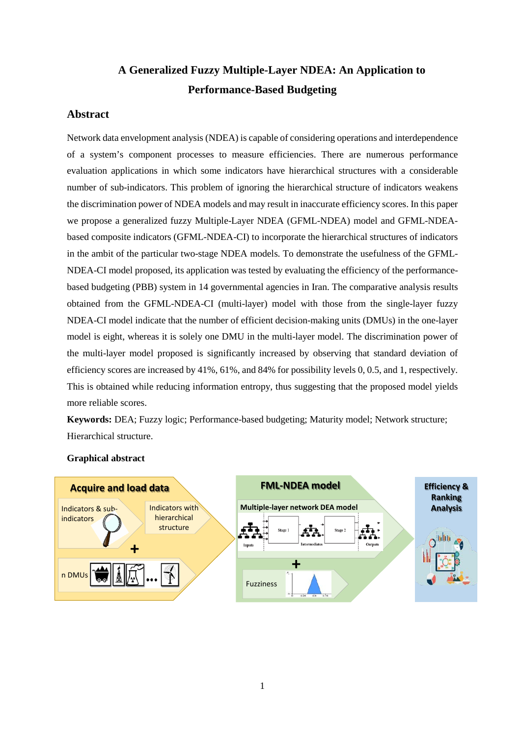# A Generalized Fuzzy Multiple-Layer NDEA: An Application to Performance-Based Budgeting

## Abstract

Network data envelopment analysis (NDEA) is capable of considering operations and interdependence of a system's component processes to measure efficiencies. There are numerous performance evaluation applications in which some indicators have hierarchical structures with a considerable number of sub-indicators. This problem of ignoring the hierarchical structure of indicators weakens the discrimination power of NDEA models and may result in inaccurate efficiency scores. In this paper we propose a generalized fuzzy Multiple-Layer NDEA (GFML-NDEA) model and GFML-NDEA-based composite indicators (GFML-NDEA-CI) to incorporate the hierarchical structures of indicators in the ambit of the particular two-stage NDEA models. To demonstrate the usefulness of the GFML-NDEA-CI model proposed, its application was tested by evaluating the efficiency of the performance-based budgeting (PBB) system in 14 governmental agencies in Iran. The comparative analysis results obtained from the GFML-NDEA-CI (multi-layer) model with those from the single-layer fuzzy NDEA-CI model indicate that the number of efficient decision-making units (DMUs) in the one-layer model is eight, whereas it is solely one DMU in the multi-layer model. The discrimination power of the multi-layer model proposed is significantly increased by observing that standard deviation of efficiency scores are increased by 41%, 61%, and 84% for possibility levels 0, 0.5, and 1, respectively. This is obtained while reducing information entropy, thus suggesting that the proposed model yields more reliable scores.

**Keywords:** DEA; Fuzzy logic; Performance-based budgeting; Maturity model; Network structure; Hierarchical structure.

**Graphical abstract**

Acquire and load data

Indicators & sub-indicators

Indicators with hierarchical structure

n DMUs

FML-NDEA model

Multiple-layer network DEA model

Inputs — Stage 1 — Intermediates — Stage 2 — Outputs

Fuzziness

Efficiency & Ranking Analysis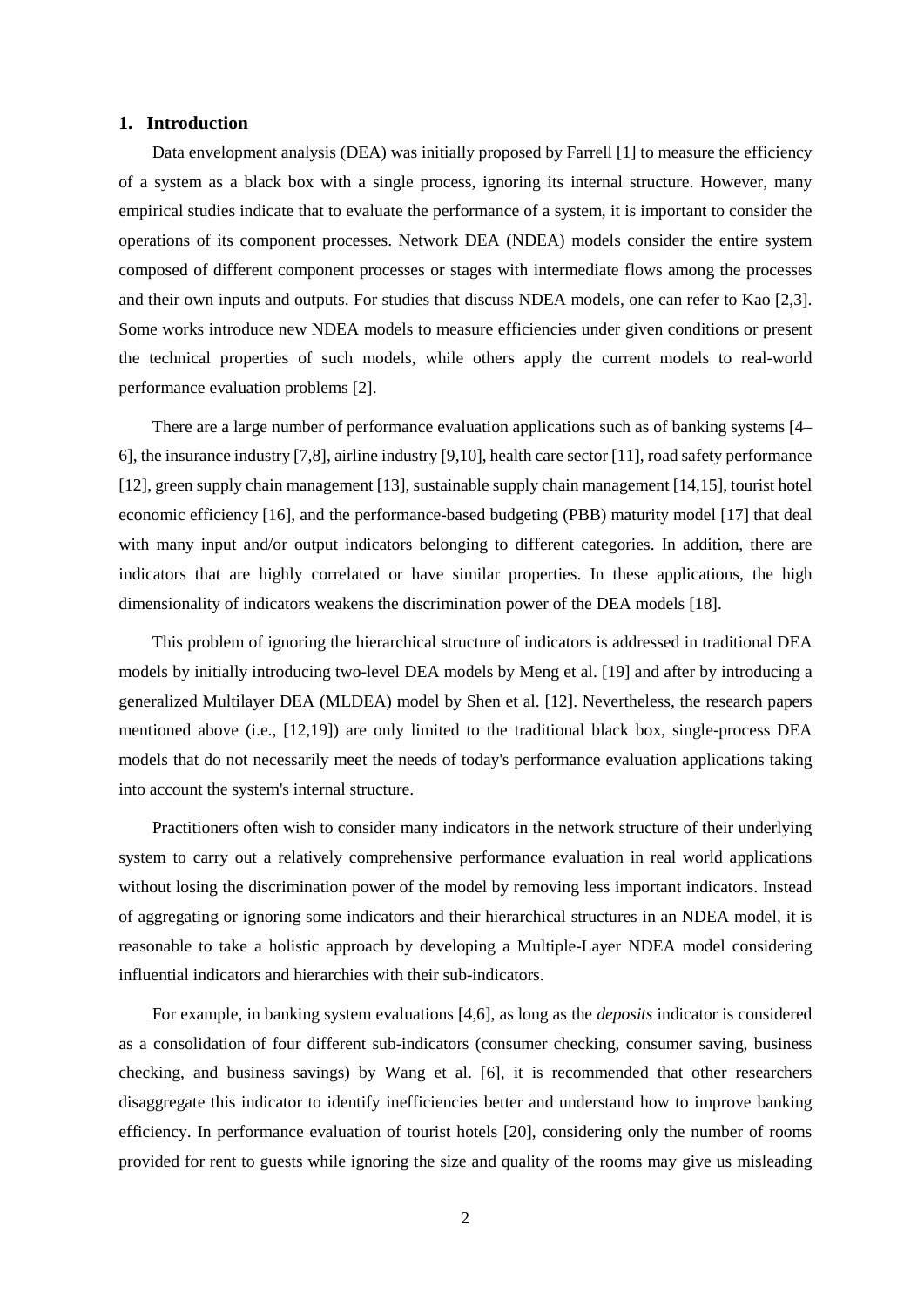## 1. Introduction

Data envelopment analysis (DEA) was initially proposed by Farrell [1] to measure the efficiency of a system as a black box with a single process, ignoring its internal structure. However, many empirical studies indicate that to evaluate the performance of a system, it is important to consider the operations of its component processes. Network DEA (NDEA) models consider the entire system composed of different component processes or stages with intermediate flows among the processes and their own inputs and outputs. For studies that discuss NDEA models, one can refer to Kao [2,3]. Some works introduce new NDEA models to measure efficiencies under given conditions or present the technical properties of such models, while others apply the current models to real-world performance evaluation problems [2].

There are a large number of performance evaluation applications such as of banking systems [4–6], the insurance industry [7,8], airline industry [9,10], health care sector [11], road safety performance [12], green supply chain management [13], sustainable supply chain management [14,15], tourist hotel economic efficiency [16], and the performance-based budgeting (PBB) maturity model [17] that deal with many input and/or output indicators belonging to different categories. In addition, there are indicators that are highly correlated or have similar properties. In these applications, the high dimensionality of indicators weakens the discrimination power of the DEA models [18].

This problem of ignoring the hierarchical structure of indicators is addressed in traditional DEA models by initially introducing two-level DEA models by Meng et al. [19] and after by introducing a generalized Multilayer DEA (MLDEA) model by Shen et al. [12]. Nevertheless, the research papers mentioned above (i.e., [12,19]) are only limited to the traditional black box, single-process DEA models that do not necessarily meet the needs of today's performance evaluation applications taking into account the system's internal structure.

Practitioners often wish to consider many indicators in the network structure of their underlying system to carry out a relatively comprehensive performance evaluation in real world applications without losing the discrimination power of the model by removing less important indicators. Instead of aggregating or ignoring some indicators and their hierarchical structures in an NDEA model, it is reasonable to take a holistic approach by developing a Multiple-Layer NDEA model considering influential indicators and hierarchies with their sub-indicators.

For example, in banking system evaluations [4,6], as long as the *deposits* indicator is considered as a consolidation of four different sub-indicators (consumer checking, consumer saving, business checking, and business savings) by Wang et al. [6], it is recommended that other researchers disaggregate this indicator to identify inefficiencies better and understand how to improve banking efficiency. In performance evaluation of tourist hotels [20], considering only the number of rooms provided for rent to guests while ignoring the size and quality of the rooms may give us misleading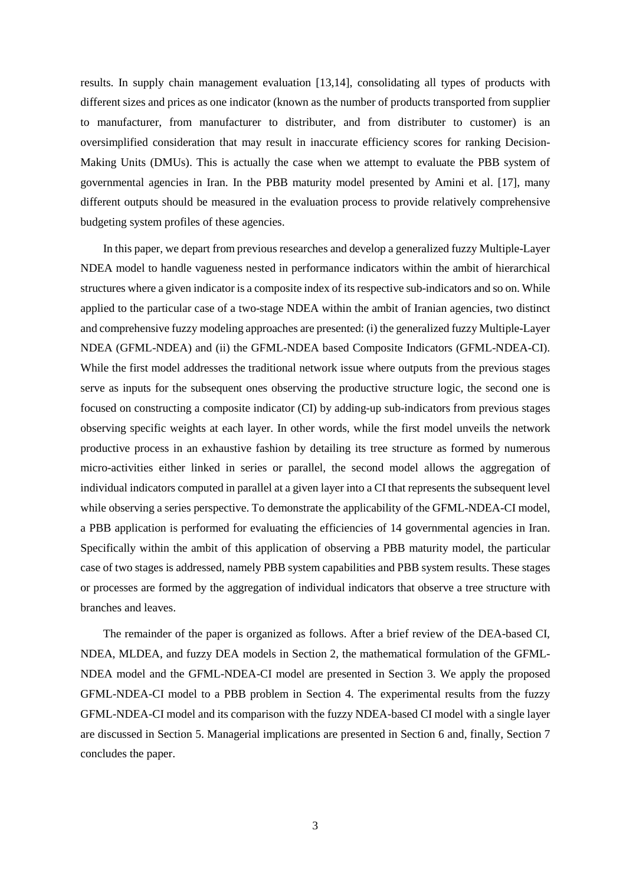results. In supply chain management evaluation [13,14], consolidating all types of products with different sizes and prices as one indicator (known as the number of products transported from supplier to manufacturer, from manufacturer to distributer, and from distributer to customer) is an oversimplified consideration that may result in inaccurate efficiency scores for ranking Decision-Making Units (DMUs). This is actually the case when we attempt to evaluate the PBB system of governmental agencies in Iran. In the PBB maturity model presented by Amini et al. [17], many different outputs should be measured in the evaluation process to provide relatively comprehensive budgeting system profiles of these agencies.

In this paper, we depart from previous researches and develop a generalized fuzzy Multiple-Layer NDEA model to handle vagueness nested in performance indicators within the ambit of hierarchical structures where a given indicator is a composite index of its respective sub-indicators and so on. While applied to the particular case of a two-stage NDEA within the ambit of Iranian agencies, two distinct and comprehensive fuzzy modeling approaches are presented: (i) the generalized fuzzy Multiple-Layer NDEA (GFML-NDEA) and (ii) the GFML-NDEA based Composite Indicators (GFML-NDEA-CI). While the first model addresses the traditional network issue where outputs from the previous stages serve as inputs for the subsequent ones observing the productive structure logic, the second one is focused on constructing a composite indicator (CI) by adding-up sub-indicators from previous stages observing specific weights at each layer. In other words, while the first model unveils the network productive process in an exhaustive fashion by detailing its tree structure as formed by numerous micro-activities either linked in series or parallel, the second model allows the aggregation of individual indicators computed in parallel at a given layer into a CI that represents the subsequent level while observing a series perspective. To demonstrate the applicability of the GFML-NDEA-CI model, a PBB application is performed for evaluating the efficiencies of 14 governmental agencies in Iran. Specifically within the ambit of this application of observing a PBB maturity model, the particular case of two stages is addressed, namely PBB system capabilities and PBB system results. These stages or processes are formed by the aggregation of individual indicators that observe a tree structure with branches and leaves.

The remainder of the paper is organized as follows. After a brief review of the DEA-based CI, NDEA, MLDEA, and fuzzy DEA models in Section 2, the mathematical formulation of the GFML-NDEA model and the GFML-NDEA-CI model are presented in Section 3. We apply the proposed GFML-NDEA-CI model to a PBB problem in Section 4. The experimental results from the fuzzy GFML-NDEA-CI model and its comparison with the fuzzy NDEA-based CI model with a single layer are discussed in Section 5. Managerial implications are presented in Section 6 and, finally, Section 7 concludes the paper.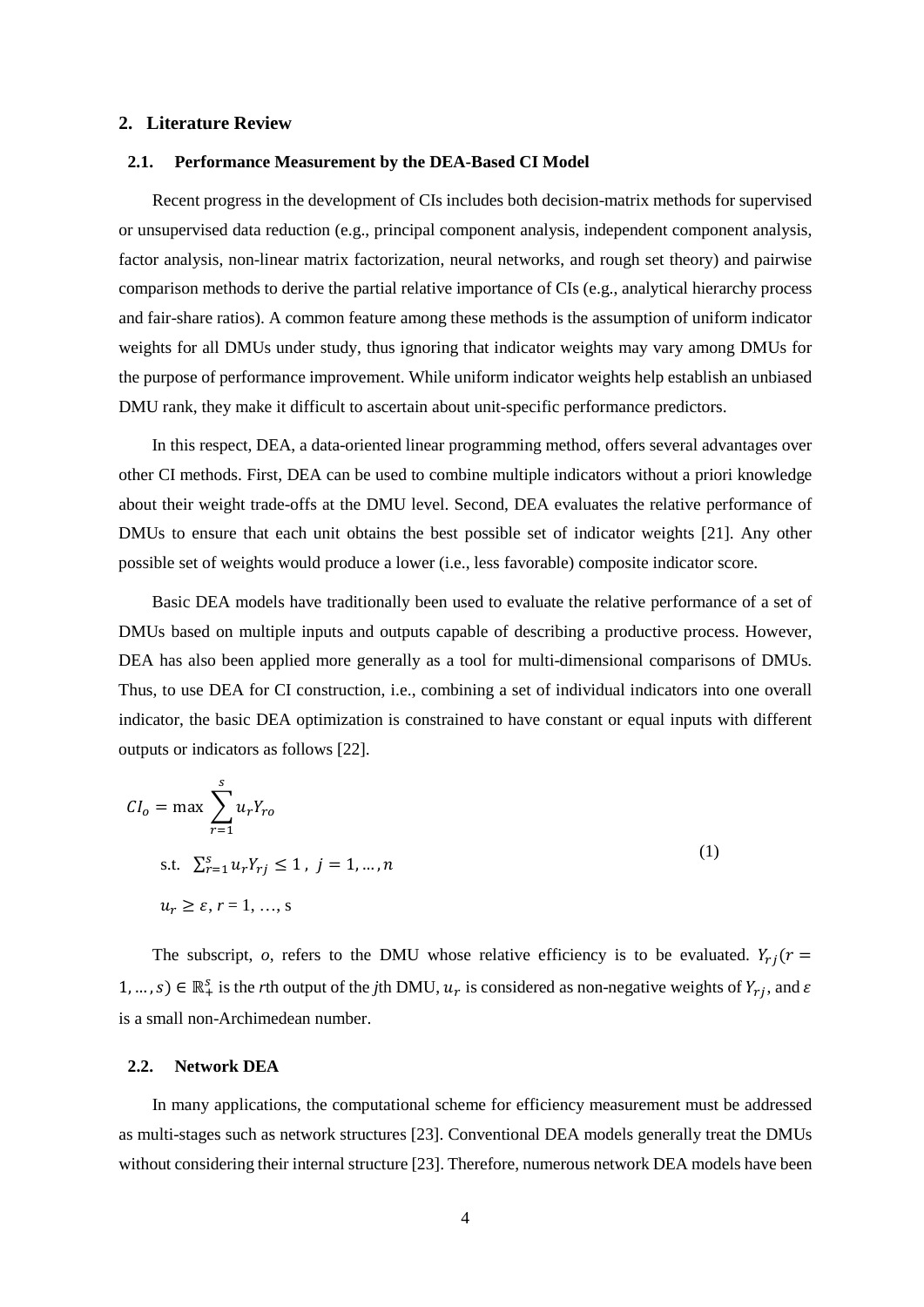## 2. Literature Review

### 2.1. Performance Measurement by the DEA-Based CI Model

Recent progress in the development of CIs includes both decision-matrix methods for supervised or unsupervised data reduction (e.g., principal component analysis, independent component analysis, factor analysis, non-linear matrix factorization, neural networks, and rough set theory) and pairwise comparison methods to derive the partial relative importance of CIs (e.g., analytical hierarchy process and fair-share ratios). A common feature among these methods is the assumption of uniform indicator weights for all DMUs under study, thus ignoring that indicator weights may vary among DMUs for the purpose of performance improvement. While uniform indicator weights help establish an unbiased DMU rank, they make it difficult to ascertain about unit-specific performance predictors.

In this respect, DEA, a data-oriented linear programming method, offers several advantages over other CI methods. First, DEA can be used to combine multiple indicators without a priori knowledge about their weight trade-offs at the DMU level. Second, DEA evaluates the relative performance of DMUs to ensure that each unit obtains the best possible set of indicator weights [21]. Any other possible set of weights would produce a lower (i.e., less favorable) composite indicator score.

Basic DEA models have traditionally been used to evaluate the relative performance of a set of DMUs based on multiple inputs and outputs capable of describing a productive process. However, DEA has also been applied more generally as a tool for multi-dimensional comparisons of DMUs. Thus, to use DEA for CI construction, i.e., combining a set of individual indicators into one overall indicator, the basic DEA optimization is constrained to have constant or equal inputs with different outputs or indicators as follows [22].

$$
\begin{aligned}
CI_o = \max \sum_{r=1}^{s} u_r Y_{ro} & \\
\text{s.t.} \quad \sum_{r=1}^{s} u_r Y_{rj} \leq 1, \ j = 1, \dots, n & \qquad (1) \\
u_r \geq \varepsilon, \ r = 1, \dots, s &
\end{aligned}
$$

The subscript, *o*, refers to the DMU whose relative efficiency is to be evaluated. $Y_{rj} (r = 1, \dots, s) \in \mathbb{R}_+^s$ is the *r*th output of the *j*th DMU, $u_r$ is considered as non-negative weights of $Y_{rj}$, and $\varepsilon$ is a small non-Archimedean number.

### 2.2. Network DEA

In many applications, the computational scheme for efficiency measurement must be addressed as multi-stages such as network structures [23]. Conventional DEA models generally treat the DMUs without considering their internal structure [23]. Therefore, numerous network DEA models have been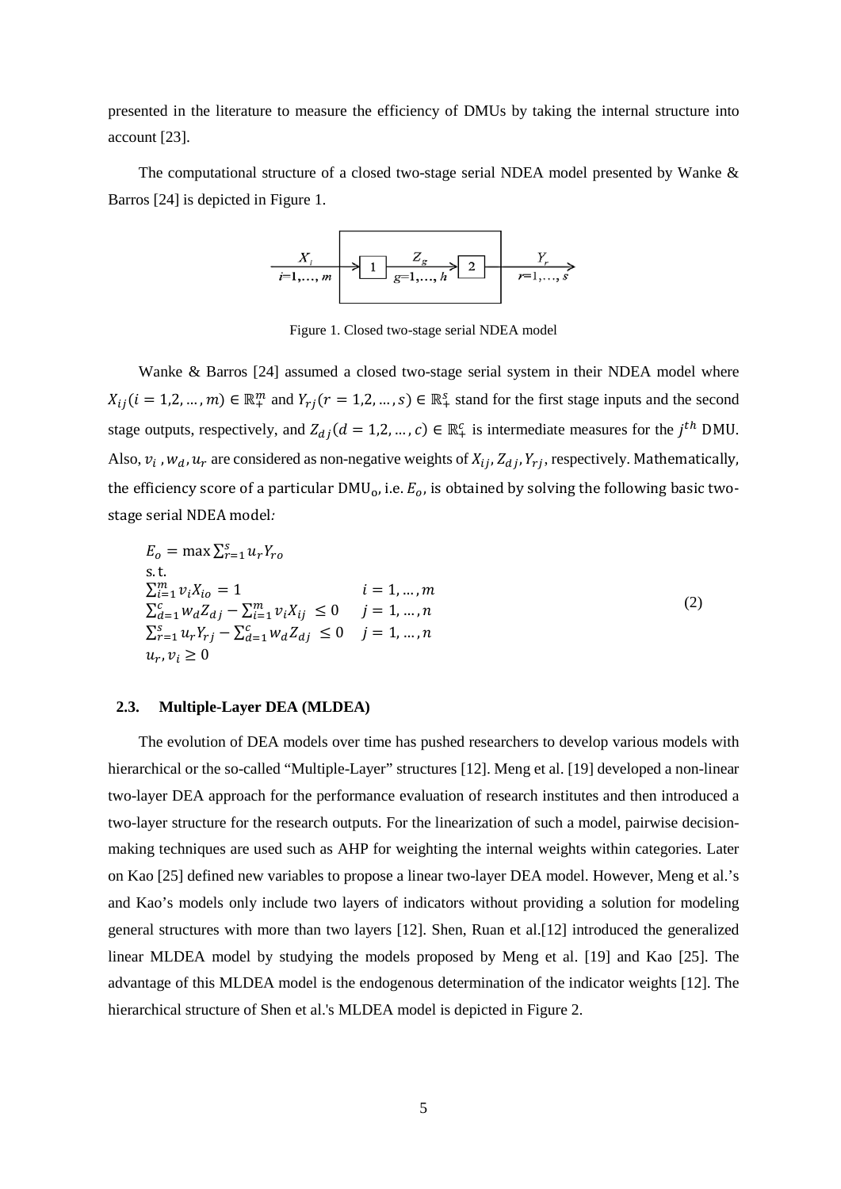presented in the literature to measure the efficiency of DMUs by taking the internal structure into account [23].

The computational structure of a closed two-stage serial NDEA model presented by Wanke & Barros [24] is depicted in Figure 1.

Figure 1. Closed two-stage serial NDEA model

Wanke & Barros [24] assumed a closed two-stage serial system in their NDEA model where $X_{ij}(i = 1,2, \dots, m) \in \mathbb{R}_+^m$ and $Y_{rj}(r = 1,2, \dots, s) \in \mathbb{R}_+^s$ stand for the first stage inputs and the second stage outputs, respectively, and $Z_{dj}(d = 1,2, \dots, c) \in \mathbb{R}_+^c$ is intermediate measures for the $j^{th}$ DMU. Also, $v_i$, $w_d$, $u_r$ are considered as non-negative weights of $X_{ij}$, $Z_{dj}$, $Y_{rj}$, respectively. Mathematically, the efficiency score of a particular $\text{DMU}_\text{o}$, i.e. $E_o$, is obtained by solving the following basic two-stage serial NDEA model*:*

$$
\begin{aligned}
& E_o = \max \textstyle\sum_{r=1}^{s} u_r Y_{ro} \\
& \text{s.t.} \\
& \textstyle\sum_{i=1}^{m} v_i X_{io} = 1 && i = 1, \dots, m \\
& \textstyle\sum_{d=1}^{c} w_d Z_{dj} - \sum_{i=1}^{m} v_i X_{ij} \leq 0 && j = 1, \dots, n \\
& \textstyle\sum_{r=1}^{s} u_r Y_{rj} - \sum_{d=1}^{c} w_d Z_{dj} \leq 0 && j = 1, \dots, n \\
& u_r, v_i \geq 0
\end{aligned}
\tag{2}
$$

### 2.3. Multiple-Layer DEA (MLDEA)

The evolution of DEA models over time has pushed researchers to develop various models with hierarchical or the so-called "Multiple-Layer" structures [12]. Meng et al. [19] developed a non-linear two-layer DEA approach for the performance evaluation of research institutes and then introduced a two-layer structure for the research outputs. For the linearization of such a model, pairwise decision-making techniques are used such as AHP for weighting the internal weights within categories. Later on Kao [25] defined new variables to propose a linear two-layer DEA model. However, Meng et al.'s and Kao's models only include two layers of indicators without providing a solution for modeling general structures with more than two layers [12]. Shen, Ruan et al.[12] introduced the generalized linear MLDEA model by studying the models proposed by Meng et al. [19] and Kao [25]. The advantage of this MLDEA model is the endogenous determination of the indicator weights [12]. The hierarchical structure of Shen et al.'s MLDEA model is depicted in Figure 2.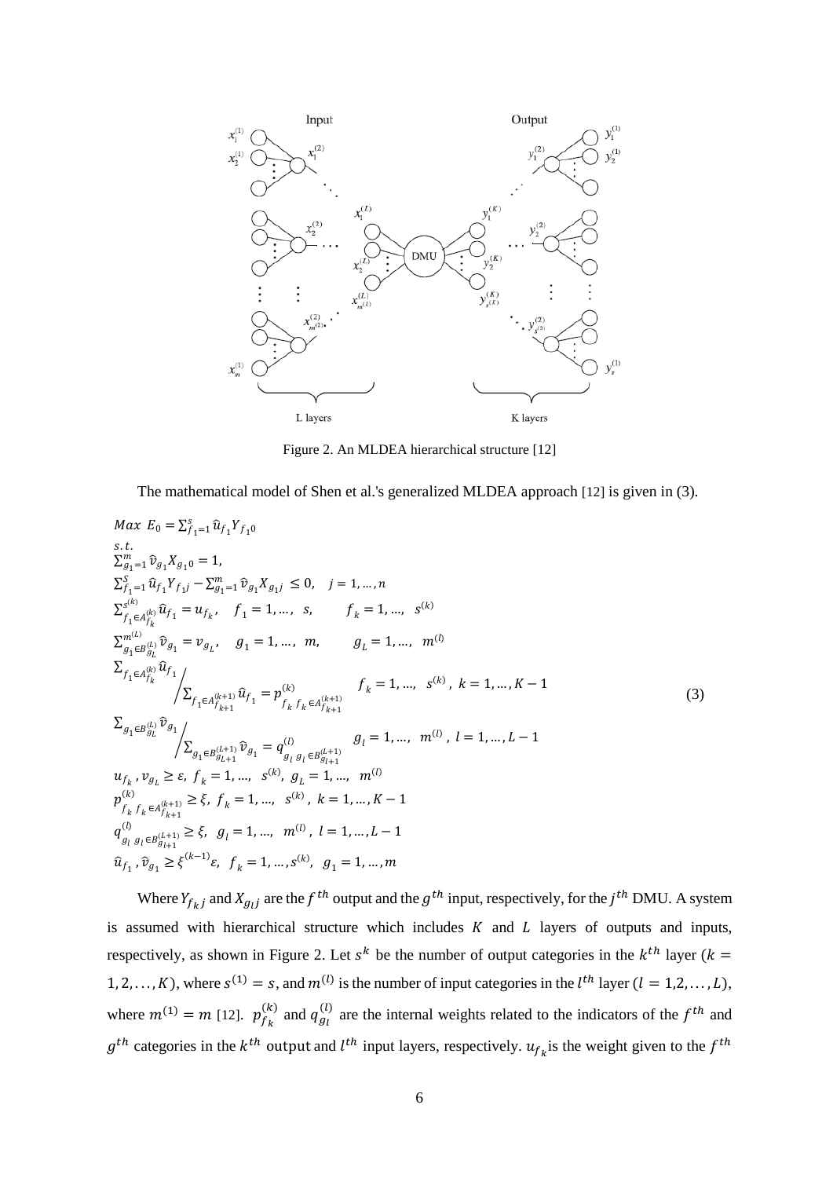Figure 2. An MLDEA hierarchical structure [12]

The mathematical model of Shen et al.'s generalized MLDEA approach [12] is given in (3).

$$
\begin{aligned}
& Max\ \ E_0 = \sum_{f_1=1}^{s} \hat{u}_{f_1} Y_{f_1 0} \\
& s.t. \\
& \sum_{g_1=1}^{m} \hat{v}_{g_1} X_{g_1 0} = 1, \\
& \sum_{f_1=1}^{S} \hat{u}_{f_1} Y_{f_1 j} - \sum_{g_1=1}^{m} \hat{v}_{g_1} X_{g_1 j} \le 0, \quad j = 1, \dots, n \\
& \sum_{f_1 \in A_{f_k}^{(k)}}^{s^{(k)}} \hat{u}_{f_1} = u_{f_k}, \quad f_1 = 1, \dots, s, \qquad f_k = 1, \dots, s^{(k)} \\
& \sum_{g_1 \in B_{g_L}^{(L)}}^{m^{(L)}} \hat{v}_{g_1} = v_{g_L}, \quad g_1 = 1, \dots, m, \qquad g_L = 1, \dots, m^{(l)} \\
& \sum_{f_1 \in A_{f_k}^{(k)}} \hat{u}_{f_1} \Big/ \sum_{f_1 \in A_{f_{k+1}}^{(k+1)}} \hat{u}_{f_1} = p_{f_k\, f_k \in A_{f_{k+1}}^{(k+1)}}^{(k)} \qquad f_k = 1, \dots, s^{(k)},\ k = 1, \dots, K-1 \\
& \sum_{g_1 \in B_{g_L}^{(L)}} \hat{v}_{g_1} \Big/ \sum_{g_1 \in B_{g_{L+1}}^{(L+1)}} \hat{v}_{g_1} = q_{g_l\, g_l \in B_{g_{l+1}}^{(L+1)}}^{(l)} \qquad g_l = 1, \dots, m^{(l)},\ l = 1, \dots, L-1 \\
& u_{f_k}, v_{g_L} \ge \varepsilon,\ f_k = 1, \dots, s^{(k)},\ g_L = 1, \dots, m^{(l)} \\
& p_{f_k\, f_k \in A_{f_{k+1}}^{(k+1)}}^{(k)} \ge \xi,\ f_k = 1, \dots, s^{(k)},\ k = 1, \dots, K-1 \\
& q_{g_l\, g_l \in B_{g_{l+1}}^{(L+1)}}^{(l)} \ge \xi,\ g_l = 1, \dots, m^{(l)},\ l = 1, \dots, L-1 \\
& \hat{u}_{f_1}, \hat{v}_{g_1} \ge \xi^{(k-1)} \varepsilon,\ f_k = 1, \dots, s^{(k)},\ g_1 = 1, \dots, m
\end{aligned}
\tag{3}
$$

Where $Y_{f_k j}$ and $X_{g_l j}$ are the $f^{th}$ output and the $g^{th}$ input, respectively, for the $j^{th}$ DMU. A system is assumed with hierarchical structure which includes $K$ and $L$ layers of outputs and inputs, respectively, as shown in Figure 2. Let $s^k$ be the number of output categories in the $k^{th}$ layer ($k = 1, 2, \dots, K$), where $s^{(1)} = s$, and $m^{(l)}$ is the number of input categories in the $l^{th}$ layer ($l = 1, 2, \dots, L$), where $m^{(1)} = m$ [12]. $p_{f_k}^{(k)}$ and $q_{g_l}^{(l)}$ are the internal weights related to the indicators of the $f^{th}$ and $g^{th}$ categories in the $k^{th}$ output and $l^{th}$ input layers, respectively. $u_{f_k}$ is the weight given to the $f^{th}$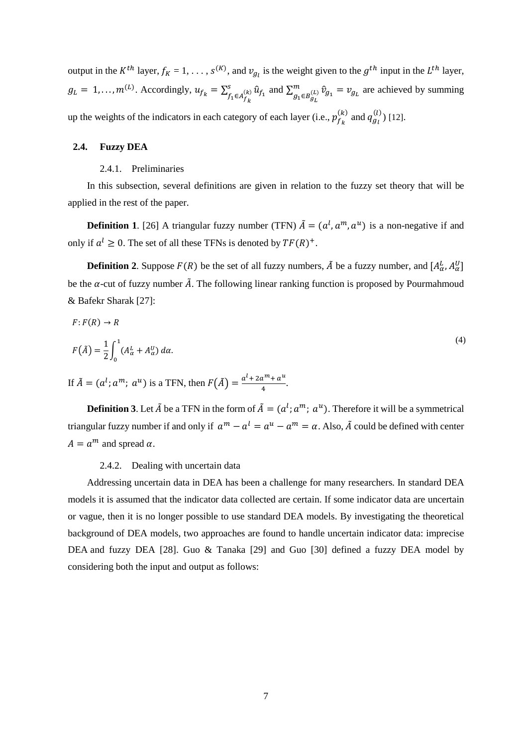output in the $K^{th}$ layer, $f_K = 1, \ldots, s^{(K)}$, and $v_{g_l}$ is the weight given to the $g^{th}$ input in the $L^{th}$ layer, $g_L = 1, \ldots, m^{(L)}$. Accordingly, $u_{f_k} = \sum_{f_1 \in A_{f_k}^{(k)}}^{s} \hat{u}_{f_1}$ and $\sum_{g_1 \in B_{g_L}^{(L)}}^{m} \hat{v}_{g_1} = v_{g_L}$ are achieved by summing up the weights of the indicators in each category of each layer (i.e., $p_{f_k}^{(k)}$ and $q_{g_l}^{(l)}$) [12].

### 2.4. Fuzzy DEA

#### 2.4.1. Preliminaries

In this subsection, several definitions are given in relation to the fuzzy set theory that will be applied in the rest of the paper.

**Definition 1**. [26] A triangular fuzzy number (TFN) $\tilde{A} = (a^l, a^m, a^u)$ is a non-negative if and only if $a^l \geq 0$. The set of all these TFNs is denoted by $TF(R)^+$.

**Definition 2**. Suppose $F(R)$ be the set of all fuzzy numbers, $\tilde{A}$ be a fuzzy number, and $[A_\alpha^L, A_\alpha^U]$ be the $\alpha$-cut of fuzzy number $\tilde{A}$. The following linear ranking function is proposed by Pourmahmoud & Bafekr Sharak [27]:

$$F: F(R) \rightarrow R$$

$$F(\tilde{A}) = \frac{1}{2}\int_0^1 (A_\alpha^L + A_\alpha^U)\, d\alpha. \tag{4}$$

If $\tilde{A} = (a^l; a^m; a^u)$ is a TFN, then $F(\tilde{A}) = \frac{a^l + 2a^m + a^u}{4}$.

**Definition 3**. Let $\tilde{A}$ be a TFN in the form of $\tilde{A} = (a^l; a^m; a^u)$. Therefore it will be a symmetrical triangular fuzzy number if and only if $a^m - a^l = a^u - a^m = \alpha$. Also, $\tilde{A}$ could be defined with center $A = a^m$ and spread $\alpha$.

#### 2.4.2. Dealing with uncertain data

Addressing uncertain data in DEA has been a challenge for many researchers. In standard DEA models it is assumed that the indicator data collected are certain. If some indicator data are uncertain or vague, then it is no longer possible to use standard DEA models. By investigating the theoretical background of DEA models, two approaches are found to handle uncertain indicator data: imprecise DEA and fuzzy DEA [28]. Guo & Tanaka [29] and Guo [30] defined a fuzzy DEA model by considering both the input and output as follows: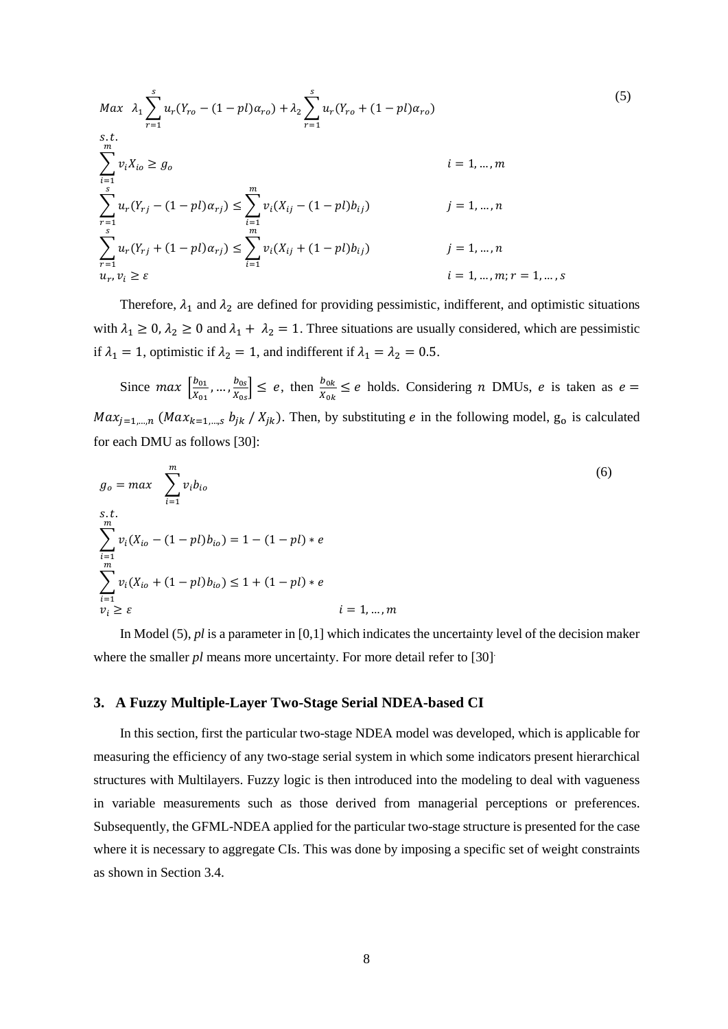$$
\begin{aligned}
& Max \quad \lambda_1 \sum_{r=1}^{s} u_r (Y_{ro} - (1-pl)\alpha_{ro}) + \lambda_2 \sum_{r=1}^{s} u_r (Y_{ro} + (1-pl)\alpha_{ro}) \\
& s.t. \\
& \sum_{i=1}^{m} v_i X_{io} \geq g_o \qquad\qquad\qquad\qquad\qquad\qquad\qquad\qquad i = 1, \dots, m \\
& \sum_{r=1}^{s} u_r (Y_{rj} - (1-pl)\alpha_{rj}) \leq \sum_{i=1}^{m} v_i (X_{ij} - (1-pl) b_{ij}) \qquad\qquad j = 1, \dots, n \\
& \sum_{r=1}^{s} u_r (Y_{rj} + (1-pl)\alpha_{rj}) \leq \sum_{i=1}^{m} v_i (X_{ij} + (1-pl) b_{ij}) \qquad\qquad j = 1, \dots, n \\
& u_r, v_i \geq \varepsilon \qquad\qquad\qquad\qquad\qquad\qquad\qquad\qquad\qquad i = 1, \dots, m; r = 1, \dots, s
\end{aligned} \tag{5}
$$

Therefore, $\lambda_1$ and $\lambda_2$ are defined for providing pessimistic, indifferent, and optimistic situations with $\lambda_1 \geq 0$, $\lambda_2 \geq 0$ and $\lambda_1 + \lambda_2 = 1$. Three situations are usually considered, which are pessimistic if $\lambda_1 = 1$, optimistic if $\lambda_2 = 1$, and indifferent if $\lambda_1 = \lambda_2 = 0.5$.

Since $max \left[\frac{b_{01}}{X_{01}}, \dots, \frac{b_{0s}}{X_{0s}}\right] \leq e$, then $\frac{b_{0k}}{X_{0k}} \leq e$ holds. Considering $n$ DMUs, $e$ is taken as $e = Max_{j=1,\dots,n} \, (Max_{k=1,\dots,s} \, b_{jk} \, / \, X_{jk})$. Then, by substituting $e$ in the following model, $g_o$ is calculated for each DMU as follows [30]:

$$
\begin{aligned}
& g_o = max \quad \sum_{i=1}^{m} v_i b_{io} \\
& s.t. \\
& \sum_{i=1}^{m} v_i (X_{io} - (1-pl) b_{io}) = 1 - (1-pl) * e \\
& \sum_{i=1}^{m} v_i (X_{io} + (1-pl) b_{io}) \leq 1 + (1-pl) * e \\
& v_i \geq \varepsilon \qquad\qquad\qquad\qquad\qquad\qquad i = 1, \dots, m
\end{aligned} \tag{6}
$$

In Model (5), *pl* is a parameter in [0,1] which indicates the uncertainty level of the decision maker where the smaller *pl* means more uncertainty. For more detail refer to [30].

## 3. A Fuzzy Multiple-Layer Two-Stage Serial NDEA-based CI

In this section, first the particular two-stage NDEA model was developed, which is applicable for measuring the efficiency of any two-stage serial system in which some indicators present hierarchical structures with Multilayers. Fuzzy logic is then introduced into the modeling to deal with vagueness in variable measurements such as those derived from managerial perceptions or preferences. Subsequently, the GFML-NDEA applied for the particular two-stage structure is presented for the case where it is necessary to aggregate CIs. This was done by imposing a specific set of weight constraints as shown in Section 3.4.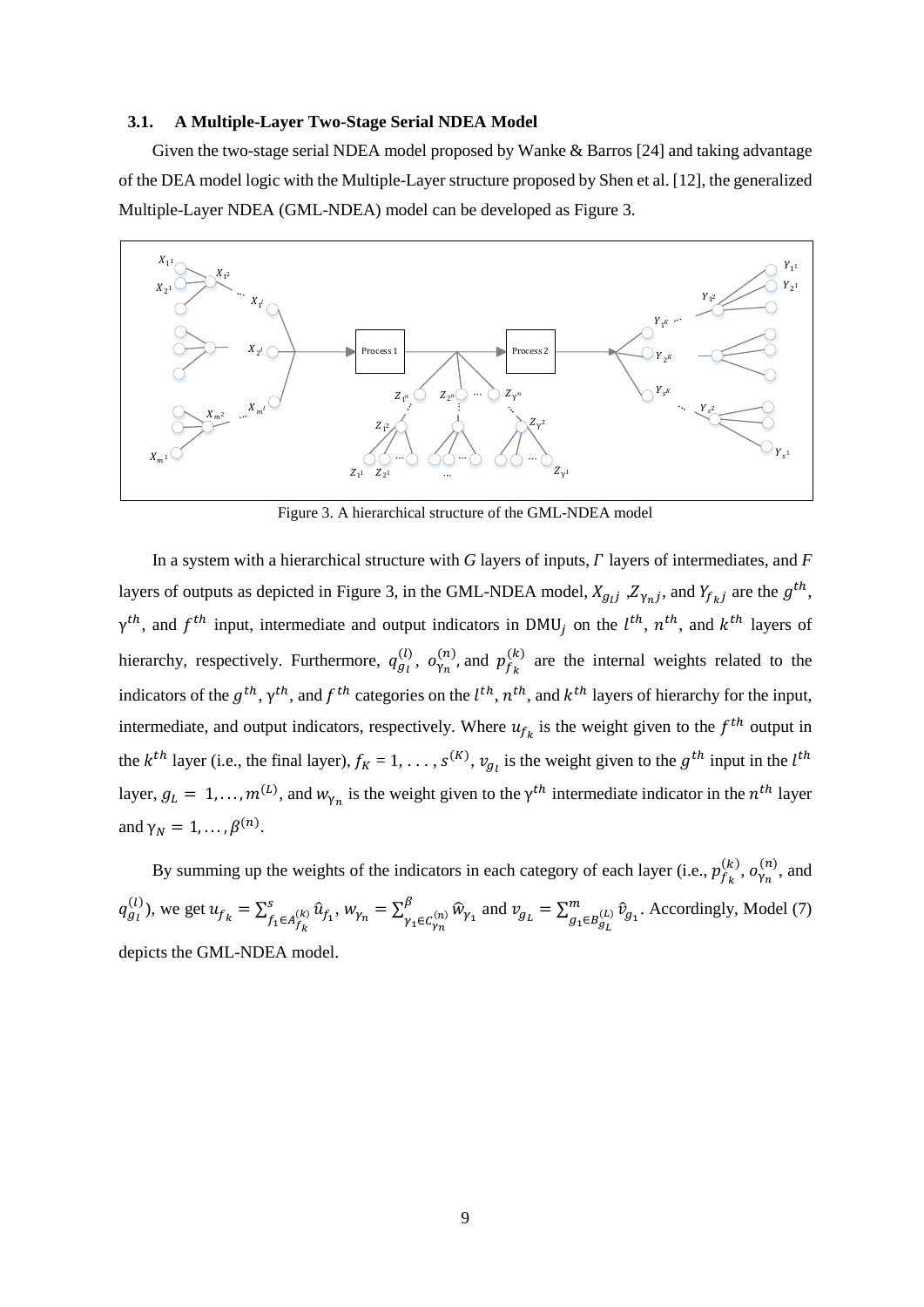### 3.1. A Multiple-Layer Two-Stage Serial NDEA Model

Given the two-stage serial NDEA model proposed by Wanke & Barros [24] and taking advantage of the DEA model logic with the Multiple-Layer structure proposed by Shen et al. [12], the generalized Multiple-Layer NDEA (GML-NDEA) model can be developed as Figure 3.

Figure 3. A hierarchical structure of the GML-NDEA model

In a system with a hierarchical structure with *G* layers of inputs, *Γ* layers of intermediates, and *F* layers of outputs as depicted in Figure 3, in the GML-NDEA model, $X_{g_l j}$ ,$Z_{\gamma_n j}$, and $Y_{f_k j}$ are the $g^{th}$, $\gamma^{th}$, and $f^{th}$ input, intermediate and output indicators in DMU$_j$ on the $l^{th}$, $n^{th}$, and $k^{th}$ layers of hierarchy, respectively. Furthermore, $q_{g_l}^{(l)}$, $o_{\gamma_n}^{(n)}$, and $p_{f_k}^{(k)}$ are the internal weights related to the indicators of the $g^{th}$, $\gamma^{th}$, and $f^{th}$ categories on the $l^{th}$, $n^{th}$, and $k^{th}$ layers of hierarchy for the input, intermediate, and output indicators, respectively. Where $u_{f_k}$ is the weight given to the $f^{th}$ output in the $k^{th}$ layer (i.e., the final layer), $f_K = 1, \ldots, s^{(K)}$, $v_{g_l}$ is the weight given to the $g^{th}$ input in the $l^{th}$ layer, $g_L = 1, \ldots, m^{(L)}$, and $w_{\gamma_n}$ is the weight given to the $\gamma^{th}$ intermediate indicator in the $n^{th}$ layer and $\gamma_N = 1, \ldots, \beta^{(n)}$.

By summing up the weights of the indicators in each category of each layer (i.e., $p_{f_k}^{(k)}$, $o_{\gamma_n}^{(n)}$, and $q_{g_l}^{(l)}$), we get $u_{f_k} = \sum_{f_1 \in A_{f_k}^{(k)}}^{s} \hat{u}_{f_1}$, $w_{\gamma_n} = \sum_{\gamma_1 \in C_{\gamma_n}^{(n)}}^{\beta} \widehat{w}_{\gamma_1}$ and $v_{g_L} = \sum_{g_1 \in B_{g_L}^{(L)}}^{m} \hat{v}_{g_1}$. Accordingly, Model (7) depicts the GML-NDEA model.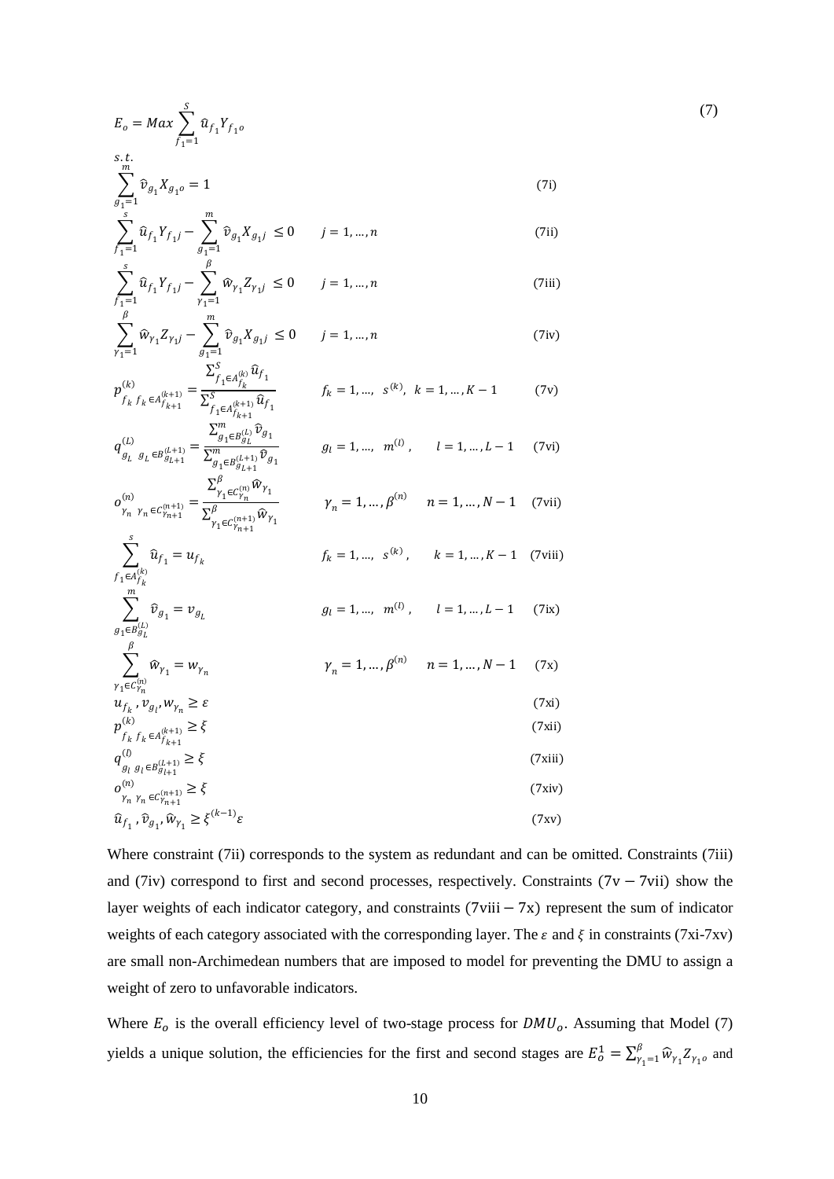$$E_o = Max \sum_{f_1=1}^{S} \hat{u}_{f_1} Y_{f_1 o} \tag{7}$$

s.t.

$$\sum_{g_1=1}^{m} \hat{v}_{g_1} X_{g_1 o} = 1 \tag{7i}$$

$$\sum_{f_1=1}^{s} \hat{u}_{f_1} Y_{f_1 j} - \sum_{g_1=1}^{m} \hat{v}_{g_1} X_{g_1 j} \leq 0 \qquad j = 1, \ldots, n \tag{7ii}$$

$$\sum_{f_1=1}^{s} \hat{u}_{f_1} Y_{f_1 j} - \sum_{\gamma_1=1}^{\beta} \hat{w}_{\gamma_1} Z_{\gamma_1 j} \leq 0 \qquad j = 1, \ldots, n \tag{7iii}$$

$$\sum_{\gamma_1=1}^{\beta} \hat{w}_{\gamma_1} Z_{\gamma_1 j} - \sum_{g_1=1}^{m} \hat{v}_{g_1} X_{g_1 j} \leq 0 \qquad j = 1, \ldots, n \tag{7iv}$$

$$p^{(k)}_{f_k\, f_k \in A^{(k+1)}_{f_{k+1}}} = \frac{\sum_{f_1 \in A^{(k)}_{f_k}}^{S} \hat{u}_{f_1}}{\sum_{f_1 \in A^{(k+1)}_{f_{k+1}}}^{S} \hat{u}_{f_1}} \qquad f_k = 1, \ldots, \ s^{(k)}, \ k = 1, \ldots, K-1 \tag{7v}$$

$$q^{(L)}_{g_L\, g_L \in B^{(L+1)}_{g_{L+1}}} = \frac{\sum_{g_1 \in B^{(L)}_{g_L}}^{m} \hat{v}_{g_1}}{\sum_{g_1 \in B^{(L+1)}_{g_{L+1}}}^{m} \hat{v}_{g_1}} \qquad g_l = 1, \ldots, \ m^{(l)}, \qquad l = 1, \ldots, L-1 \tag{7vi}$$

$$o^{(n)}_{\gamma_n\, \gamma_n \in C^{(n+1)}_{\gamma_{n+1}}} = \frac{\sum_{\gamma_1 \in C^{(n)}_{\gamma_n}}^{\beta} \hat{w}_{\gamma_1}}{\sum_{\gamma_1 \in C^{(n+1)}_{\gamma_{n+1}}}^{\beta} \hat{w}_{\gamma_1}} \qquad \gamma_n = 1, \ldots, \beta^{(n)} \quad n = 1, \ldots, N-1 \tag{7vii}$$

$$\sum_{f_1 \in A^{(k)}_{f_k}}^{s} \hat{u}_{f_1} = u_{f_k} \qquad f_k = 1, \ldots, \ s^{(k)}, \qquad k = 1, \ldots, K-1 \tag{7viii}$$

$$\sum_{g_1 \in B^{(L)}_{g_L}}^{m} \hat{v}_{g_1} = v_{g_L} \qquad g_l = 1, \ldots, \ m^{(l)}, \qquad l = 1, \ldots, L-1 \tag{7ix}$$

$$\sum_{\gamma_1 \in C^{(n)}_{\gamma_n}}^{\beta} \hat{w}_{\gamma_1} = w_{\gamma_n} \qquad \gamma_n = 1, \ldots, \beta^{(n)} \quad n = 1, \ldots, N-1 \tag{7x}$$

$$u_{f_k}, v_{g_l}, w_{\gamma_n} \geq \varepsilon \tag{7xi}$$

$$p^{(k)}_{f_k\, f_k \in A^{(k+1)}_{f_{k+1}}} \geq \xi \tag{7xii}$$

$$q^{(l)}_{g_l\, g_l \in B^{(L+1)}_{g_{l+1}}} \geq \xi \tag{7xiii}$$

$$o^{(n)}_{\gamma_n\, \gamma_n \in C^{(n+1)}_{\gamma_{n+1}}} \geq \xi \tag{7xiv}$$

$$\hat{u}_{f_1}, \hat{v}_{g_1}, \hat{w}_{\gamma_1} \geq \xi^{(k-1)} \varepsilon \tag{7xv}$$

Where constraint (7ii) corresponds to the system as redundant and can be omitted. Constraints (7iii) and (7iv) correspond to first and second processes, respectively. Constraints (7v − 7vii) show the layer weights of each indicator category, and constraints (7viii − 7x) represent the sum of indicator weights of each category associated with the corresponding layer. The $\varepsilon$ and $\xi$ in constraints (7xi-7xv) are small non-Archimedean numbers that are imposed to model for preventing the DMU to assign a weight of zero to unfavorable indicators.

Where $E_o$ is the overall efficiency level of two-stage process for $DMU_o$. Assuming that Model (7) yields a unique solution, the efficiencies for the first and second stages are $E_o^1 = \sum_{\gamma_1=1}^{\beta} \hat{w}_{\gamma_1} Z_{\gamma_1 o}$ and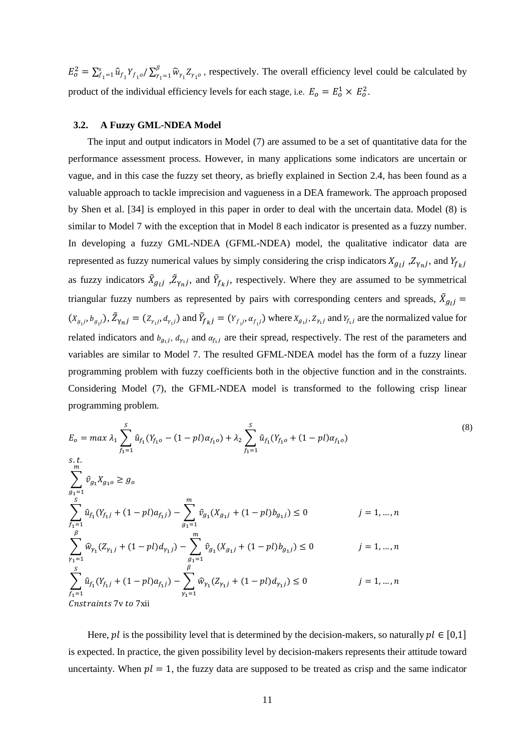$E_o^2 = \sum_{f_1=1}^{s} \hat{u}_{f_1} Y_{f_1 o} / \sum_{\gamma_1=1}^{\beta} \hat{w}_{\gamma_1} Z_{\gamma_1 o}$, respectively. The overall efficiency level could be calculated by product of the individual efficiency levels for each stage, i.e. $E_o = E_o^1 \times E_o^2$.

### 3.2. A Fuzzy GML-NDEA Model

The input and output indicators in Model (7) are assumed to be a set of quantitative data for the performance assessment process. However, in many applications some indicators are uncertain or vague, and in this case the fuzzy set theory, as briefly explained in Section 2.4, has been found as a valuable approach to tackle imprecision and vagueness in a DEA framework. The approach proposed by Shen et al. [34] is employed in this paper in order to deal with the uncertain data. Model (8) is similar to Model 7 with the exception that in Model 8 each indicator is presented as a fuzzy number. In developing a fuzzy GML-NDEA (GFML-NDEA) model, the qualitative indicator data are represented as fuzzy numerical values by simply considering the crisp indicators $X_{g_l j}$ ,$Z_{\gamma_n j}$, and $Y_{f_k j}$ as fuzzy indicators $\tilde{X}_{g_l j}$ ,$\tilde{Z}_{\gamma_n j}$, and $\tilde{Y}_{f_k j}$, respectively. Where they are assumed to be symmetrical triangular fuzzy numbers as represented by pairs with corresponding centers and spreads, $\tilde{X}_{g_l j} = (X_{g_{1 j}}, b_{g_{1 j}})$, $\tilde{Z}_{\gamma_n j} = (Z_{\gamma_{1 j}}, d_{\gamma_{1 j}})$ and $\tilde{Y}_{f_k j} = (Y_{f_{1 j}}, \alpha_{f_{1 j}})$ where $X_{g_1 j}, Z_{\gamma_1 j}$ and $Y_{f_1 j}$ are the normalized value for related indicators and $b_{g_1 j}$, $d_{\gamma_1 j}$ and $\alpha_{f_1 j}$ are their spread, respectively. The rest of the parameters and variables are similar to Model 7. The resulted GFML-NDEA model has the form of a fuzzy linear programming problem with fuzzy coefficients both in the objective function and in the constraints. Considering Model (7), the GFML-NDEA model is transformed to the following crisp linear programming problem.

$$E_o = max\ \lambda_1 \sum_{f_1=1}^{S} \hat{u}_{f_1}(Y_{f_1 o} - (1-pl)\alpha_{f_1 o}) + \lambda_2 \sum_{f_1=1}^{S} \hat{u}_{f_1}(Y_{f_1 o} + (1-pl)\alpha_{f_1 o}) \tag{8}$$

$$s.t.$$

$$\sum_{g_1=1}^{m} \hat{v}_{g_1} X_{g_1 o} \geq g_o$$

$$\sum_{f_1=1}^{S} \hat{u}_{f_1}(Y_{f_1 j} + (1-pl)a_{f_1 j}) - \sum_{g_1=1}^{m} \hat{v}_{g_1}(X_{g_1 j} + (1-pl)b_{g_1 j}) \leq 0 \qquad j = 1, \dots, n$$

$$\sum_{\gamma_1=1}^{\beta} \hat{w}_{\gamma_1}(Z_{\gamma_1 j} + (1-pl)d_{\gamma_1 j}) - \sum_{g_1=1}^{m} \hat{v}_{g_1}(X_{g_1 j} + (1-pl)b_{g_1 j}) \leq 0 \qquad j = 1, \dots, n$$

$$\sum_{f_1=1}^{S} \hat{u}_{f_1}(Y_{f_1 j} + (1-pl)a_{f_1 j}) - \sum_{\gamma_1=1}^{\beta} \hat{w}_{\gamma_1}(Z_{\gamma_1 j} + (1-pl)d_{\gamma_1 j}) \leq 0 \qquad j = 1, \dots, n$$

*Cnstraints* 7v *to* 7xii

Here, $pl$ is the possibility level that is determined by the decision-makers, so naturally $pl \in [0,1]$ is expected. In practice, the given possibility level by decision-makers represents their attitude toward uncertainty. When $pl = 1$, the fuzzy data are supposed to be treated as crisp and the same indicator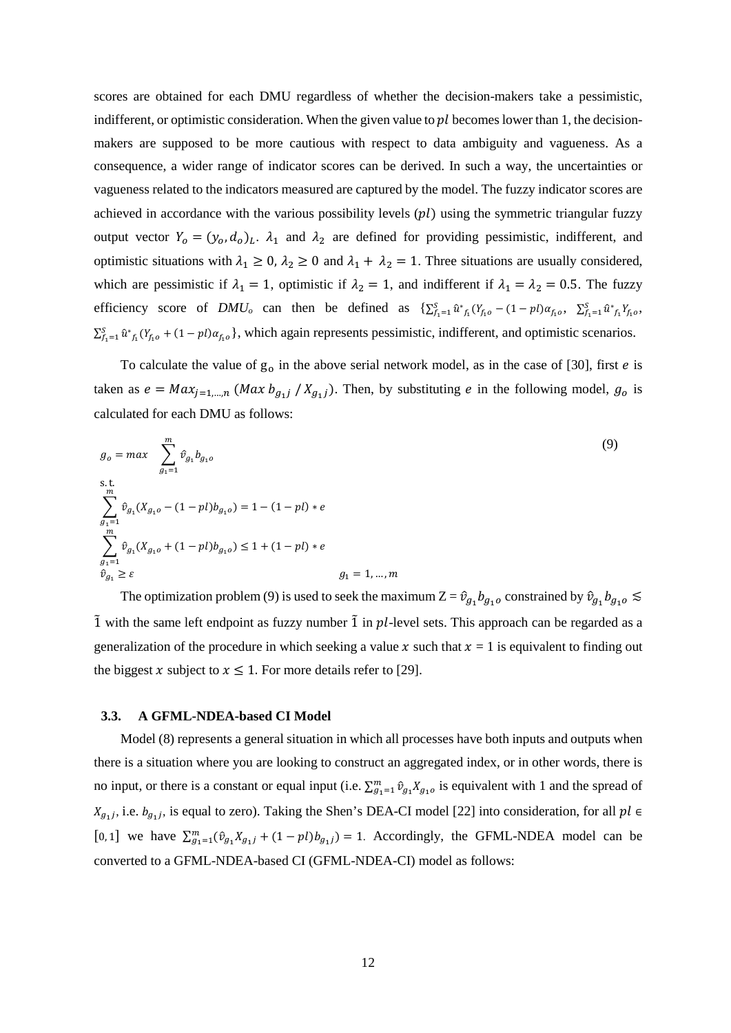scores are obtained for each DMU regardless of whether the decision-makers take a pessimistic, indifferent, or optimistic consideration. When the given value to $pl$ becomes lower than 1, the decision-makers are supposed to be more cautious with respect to data ambiguity and vagueness. As a consequence, a wider range of indicator scores can be derived. In such a way, the uncertainties or vagueness related to the indicators measured are captured by the model. The fuzzy indicator scores are achieved in accordance with the various possibility levels ($pl$) using the symmetric triangular fuzzy output vector $Y_o = (y_o, d_o)_L$. $\lambda_1$ and $\lambda_2$ are defined for providing pessimistic, indifferent, and optimistic situations with $\lambda_1 \geq 0$, $\lambda_2 \geq 0$ and $\lambda_1 + \lambda_2 = 1$. Three situations are usually considered, which are pessimistic if $\lambda_1 = 1$, optimistic if $\lambda_2 = 1$, and indifferent if $\lambda_1 = \lambda_2 = 0.5$. The fuzzy efficiency score of $DMU_o$ can then be defined as $\{\sum_{f_1=1}^{S} \hat{u}^*_{f_1}(Y_{f_1o} - (1-pl)\alpha_{f_1o},\ \sum_{f_1=1}^{S} \hat{u}^*_{f_1}Y_{f_1o},\ \sum_{f_1=1}^{S} \hat{u}^*_{f_1}(Y_{f_1o} + (1-pl)\alpha_{f_1o}\}$, which again represents pessimistic, indifferent, and optimistic scenarios.

To calculate the value of $g_o$ in the above serial network model, as in the case of [30], first $e$ is taken as $e = Max_{j=1,\dots,n}\ (Max\ b_{g_1j} / X_{g_1j})$. Then, by substituting $e$ in the following model, $g_o$ is calculated for each DMU as follows:

$$
\begin{aligned}
& g_o = max \quad \sum_{g_1=1}^{m} \hat{v}_{g_1} b_{g_1o} \\
& \text{s.t.} \\
& \sum_{g_1=1}^{m} \hat{v}_{g_1}(X_{g_1o} - (1-pl)b_{g_1o}) = 1 - (1-pl) * e \\
& \sum_{g_1=1}^{m} \hat{v}_{g_1}(X_{g_1o} + (1-pl)b_{g_1o}) \leq 1 + (1-pl) * e \\
& \hat{v}_{g_1} \geq \varepsilon \qquad\qquad\qquad\qquad\qquad\qquad g_1 = 1, \dots, m
\end{aligned}
\tag{9}
$$

The optimization problem (9) is used to seek the maximum $Z = \hat{v}_{g_1} b_{g_1o}$ constrained by $\hat{v}_{g_1} b_{g_1o} \lesssim \tilde{1}$ with the same left endpoint as fuzzy number $\tilde{1}$ in $pl$-level sets. This approach can be regarded as a generalization of the procedure in which seeking a value $x$ such that $x = 1$ is equivalent to finding out the biggest $x$ subject to $x \leq 1$. For more details refer to [29].

### 3.3. A GFML-NDEA-based CI Model

Model (8) represents a general situation in which all processes have both inputs and outputs when there is a situation where you are looking to construct an aggregated index, or in other words, there is no input, or there is a constant or equal input (i.e. $\sum_{g_1=1}^{m} \hat{v}_{g_1} X_{g_1o}$ is equivalent with 1 and the spread of $X_{g_1j}$, i.e. $b_{g_1j}$, is equal to zero). Taking the Shen's DEA-CI model [22] into consideration, for all $pl \in [0,1]$ we have $\sum_{g_1=1}^{m}(\hat{v}_{g_1} X_{g_1j} + (1-pl)b_{g_1j}) = 1$. Accordingly, the GFML-NDEA model can be converted to a GFML-NDEA-based CI (GFML-NDEA-CI) model as follows: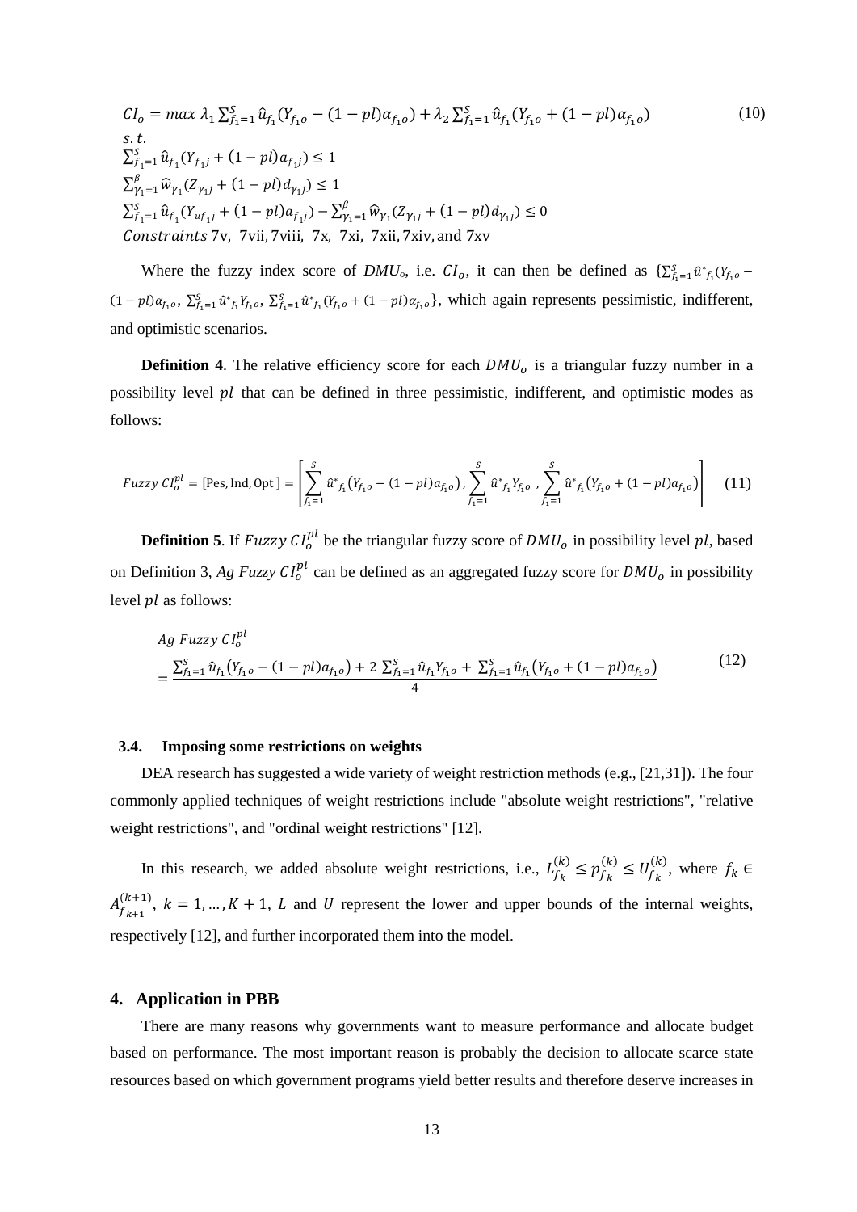$$
\begin{aligned}
CI_o = max\ & \lambda_1 \sum_{f_1=1}^{S} \hat{u}_{f_1}(Y_{f_1o} - (1-pl)\alpha_{f_1o}) + \lambda_2 \sum_{f_1=1}^{S} \hat{u}_{f_1}(Y_{f_1o} + (1-pl)\alpha_{f_1o}) \\
s.t.\ & \\
& \sum_{f_1=1}^{S} \hat{u}_{f_1}(Y_{f_1j} + (1-pl)a_{f_1j}) \le 1 \\
& \sum_{\gamma_1=1}^{\beta} \widehat{w}_{\gamma_1}(Z_{\gamma_1j} + (1-pl)d_{\gamma_1j}) \le 1 \\
& \sum_{f_1=1}^{S} \hat{u}_{f_1}(Y_{uf_1j} + (1-pl)a_{f_1j}) - \sum_{\gamma_1=1}^{\beta} \widehat{w}_{\gamma_1}(Z_{\gamma_1j} + (1-pl)d_{\gamma_1j}) \le 0 \\
& Constraints\ 7\text{v},\ 7\text{vii},\ 7\text{viii},\ 7\text{x},\ 7\text{xi},\ 7\text{xii},\ 7\text{xiv}, \text{and } 7\text{xv}
\end{aligned}
\tag{10}
$$

Where the fuzzy index score of $DMU_o$, i.e. $CI_o$, it can then be defined as $\{\sum_{f_1=1}^{S} \hat{u}^*_{f_1}(Y_{f_1o} - (1-pl)\alpha_{f_1o}, \sum_{f_1=1}^{S} \hat{u}^*_{f_1} Y_{f_1o}, \sum_{f_1=1}^{S} \hat{u}^*_{f_1}(Y_{f_1o} + (1-pl)\alpha_{f_1o}\}$, which again represents pessimistic, indifferent, and optimistic scenarios.

**Definition 4**. The relative efficiency score for each $DMU_o$ is a triangular fuzzy number in a possibility level $pl$ that can be defined in three pessimistic, indifferent, and optimistic modes as follows:

$$
Fuzzy\ CI_o^{pl} = [\text{Pes}, \text{Ind}, \text{Opt}] = \left[ \sum_{f_1=1}^{S} \hat{u}^*_{f_1}\left(Y_{f_1o} - (1-pl)a_{f_1o}\right), \sum_{f_1=1}^{S} \hat{u}^*_{f_1} Y_{f_1o}, \sum_{f_1=1}^{S} \hat{u}^*_{f_1}\left(Y_{f_1o} + (1-pl)a_{f_1o}\right) \right] \tag{11}
$$

**Definition 5**. If $Fuzzy\ CI_o^{pl}$ be the triangular fuzzy score of $DMU_o$ in possibility level $pl$, based on Definition 3, *Ag Fuzzy* $CI_o^{pl}$ can be defined as an aggregated fuzzy score for $DMU_o$ in possibility level $pl$ as follows:

$$
Ag\ Fuzzy\ CI_o^{pl} = \frac{\sum_{f_1=1}^{S} \hat{u}_{f_1}\left(Y_{f_1o} - (1-pl)a_{f_1o}\right) + 2\sum_{f_1=1}^{S} \hat{u}_{f_1} Y_{f_1o} + \sum_{f_1=1}^{S} \hat{u}_{f_1}\left(Y_{f_1o} + (1-pl)a_{f_1o}\right)}{4} \tag{12}
$$

### 3.4. Imposing some restrictions on weights

DEA research has suggested a wide variety of weight restriction methods (e.g., [21,31]). The four commonly applied techniques of weight restrictions include "absolute weight restrictions", "relative weight restrictions", and "ordinal weight restrictions" [12].

In this research, we added absolute weight restrictions, i.e., $L_{f_k}^{(k)} \le p_{f_k}^{(k)} \le U_{f_k}^{(k)}$, where $f_k \in A_{f_{k+1}}^{(k+1)}$, $k = 1, \dots, K+1$, $L$ and $U$ represent the lower and upper bounds of the internal weights, respectively [12], and further incorporated them into the model.

## 4. Application in PBB

There are many reasons why governments want to measure performance and allocate budget based on performance. The most important reason is probably the decision to allocate scarce state resources based on which government programs yield better results and therefore deserve increases in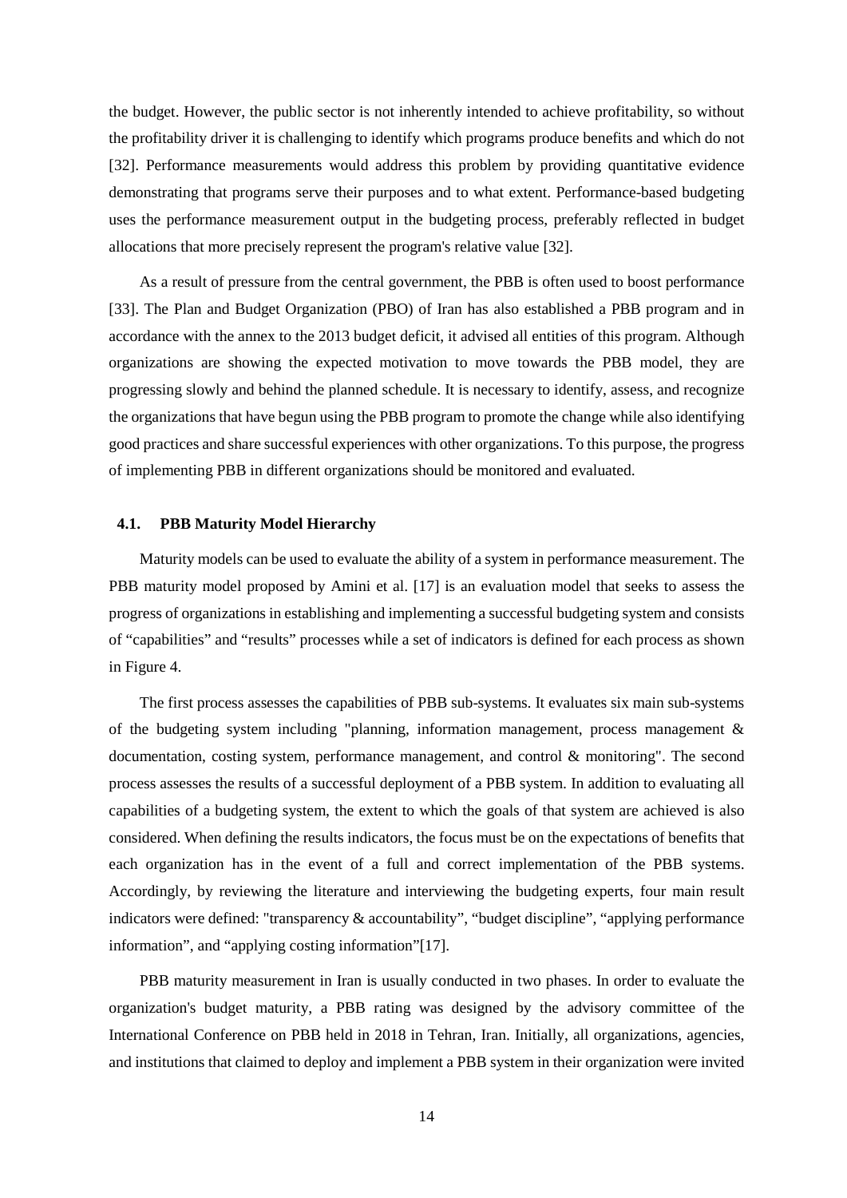the budget. However, the public sector is not inherently intended to achieve profitability, so without the profitability driver it is challenging to identify which programs produce benefits and which do not [32]. Performance measurements would address this problem by providing quantitative evidence demonstrating that programs serve their purposes and to what extent. Performance-based budgeting uses the performance measurement output in the budgeting process, preferably reflected in budget allocations that more precisely represent the program's relative value [32].

As a result of pressure from the central government, the PBB is often used to boost performance [33]. The Plan and Budget Organization (PBO) of Iran has also established a PBB program and in accordance with the annex to the 2013 budget deficit, it advised all entities of this program. Although organizations are showing the expected motivation to move towards the PBB model, they are progressing slowly and behind the planned schedule. It is necessary to identify, assess, and recognize the organizations that have begun using the PBB program to promote the change while also identifying good practices and share successful experiences with other organizations. To this purpose, the progress of implementing PBB in different organizations should be monitored and evaluated.

### 4.1. PBB Maturity Model Hierarchy

Maturity models can be used to evaluate the ability of a system in performance measurement. The PBB maturity model proposed by Amini et al. [17] is an evaluation model that seeks to assess the progress of organizations in establishing and implementing a successful budgeting system and consists of "capabilities" and "results" processes while a set of indicators is defined for each process as shown in Figure 4.

The first process assesses the capabilities of PBB sub-systems. It evaluates six main sub-systems of the budgeting system including "planning, information management, process management & documentation, costing system, performance management, and control & monitoring". The second process assesses the results of a successful deployment of a PBB system. In addition to evaluating all capabilities of a budgeting system, the extent to which the goals of that system are achieved is also considered. When defining the results indicators, the focus must be on the expectations of benefits that each organization has in the event of a full and correct implementation of the PBB systems. Accordingly, by reviewing the literature and interviewing the budgeting experts, four main result indicators were defined: "transparency & accountability", "budget discipline", "applying performance information", and "applying costing information"[17].

PBB maturity measurement in Iran is usually conducted in two phases. In order to evaluate the organization's budget maturity, a PBB rating was designed by the advisory committee of the International Conference on PBB held in 2018 in Tehran, Iran. Initially, all organizations, agencies, and institutions that claimed to deploy and implement a PBB system in their organization were invited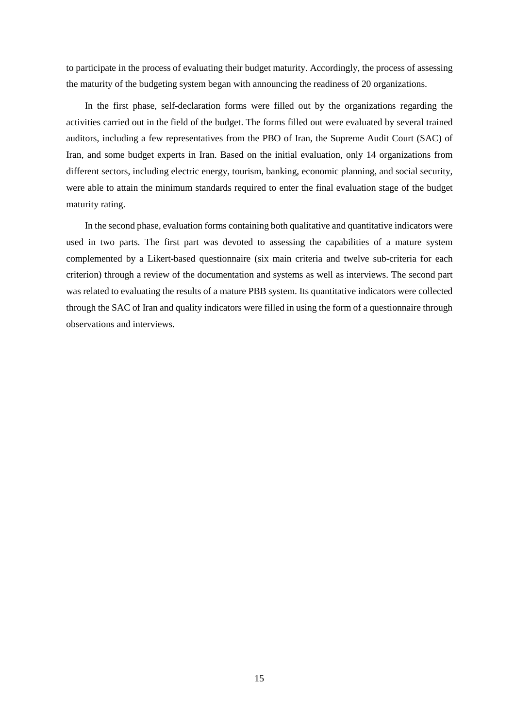to participate in the process of evaluating their budget maturity. Accordingly, the process of assessing the maturity of the budgeting system began with announcing the readiness of 20 organizations.

In the first phase, self-declaration forms were filled out by the organizations regarding the activities carried out in the field of the budget. The forms filled out were evaluated by several trained auditors, including a few representatives from the PBO of Iran, the Supreme Audit Court (SAC) of Iran, and some budget experts in Iran. Based on the initial evaluation, only 14 organizations from different sectors, including electric energy, tourism, banking, economic planning, and social security, were able to attain the minimum standards required to enter the final evaluation stage of the budget maturity rating.

In the second phase, evaluation forms containing both qualitative and quantitative indicators were used in two parts. The first part was devoted to assessing the capabilities of a mature system complemented by a Likert-based questionnaire (six main criteria and twelve sub-criteria for each criterion) through a review of the documentation and systems as well as interviews. The second part was related to evaluating the results of a mature PBB system. Its quantitative indicators were collected through the SAC of Iran and quality indicators were filled in using the form of a questionnaire through observations and interviews.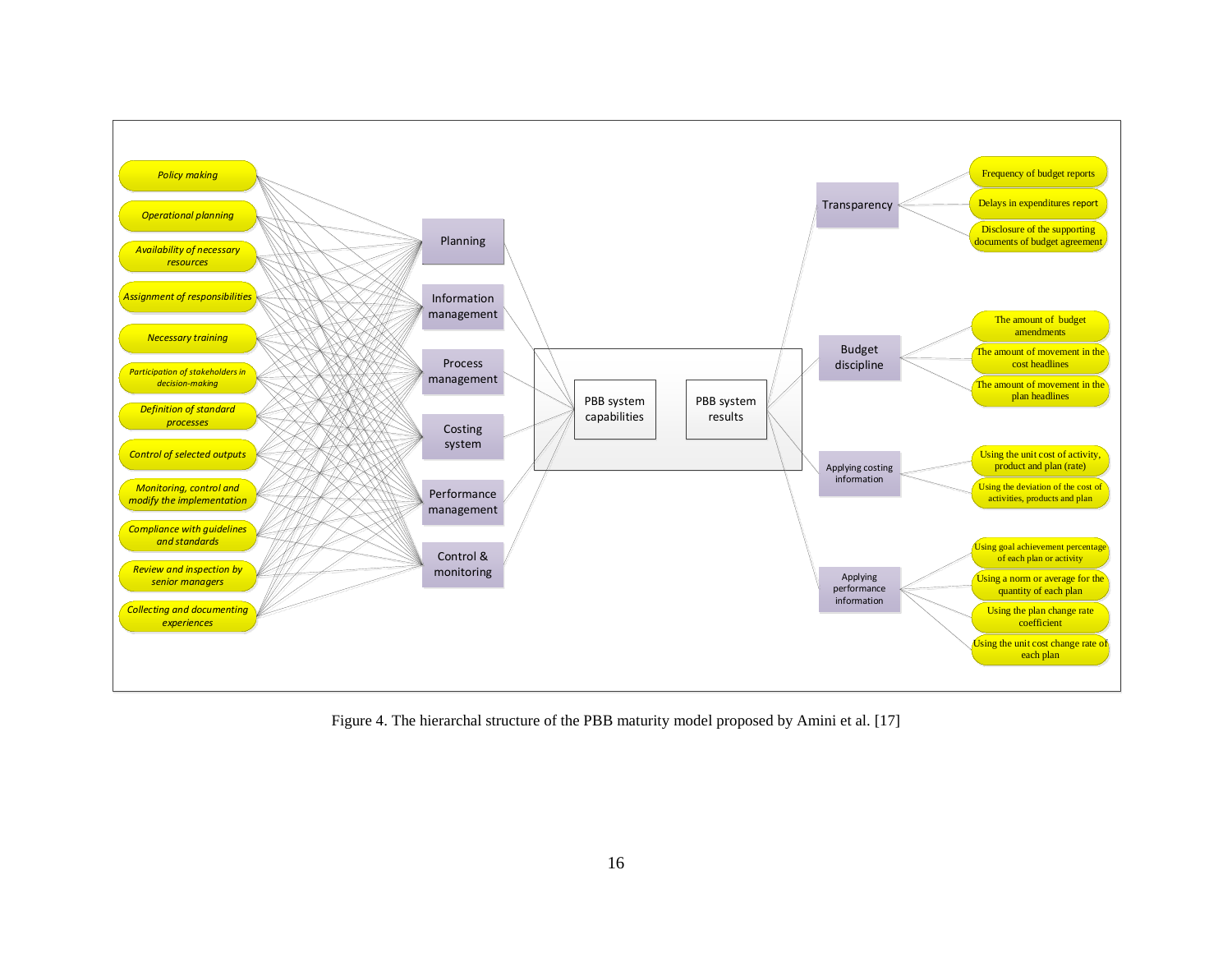Policy making

Operational planning

Availability of necessary resources

Assignment of responsibilities

Necessary training

Participation of stakeholders in decision-making

Definition of standard processes

Control of selected outputs

Monitoring, control and modify the implementation

Compliance with guidelines and standards

Review and inspection by senior managers

Collecting and documenting experiences

Planning

Information management

Process management

Costing system

Performance management

Control & monitoring

PBB system capabilities

PBB system results

Transparency

Budget discipline

Applying costing information

Applying performance information

Frequency of budget reports

Delays in expenditures report

Disclosure of the supporting documents of budget agreement

The amount of budget amendments

The amount of movement in the cost headlines

The amount of movement in the plan headlines

Using the unit cost of activity, product and plan (rate)

Using the deviation of the cost of activities, products and plan

Using goal achievement percentage of each plan or activity

Using a norm or average for the quantity of each plan

Using the plan change rate coefficient

Using the unit cost change rate of each plan

Figure 4. The hierarchal structure of the PBB maturity model proposed by Amini et al. [17]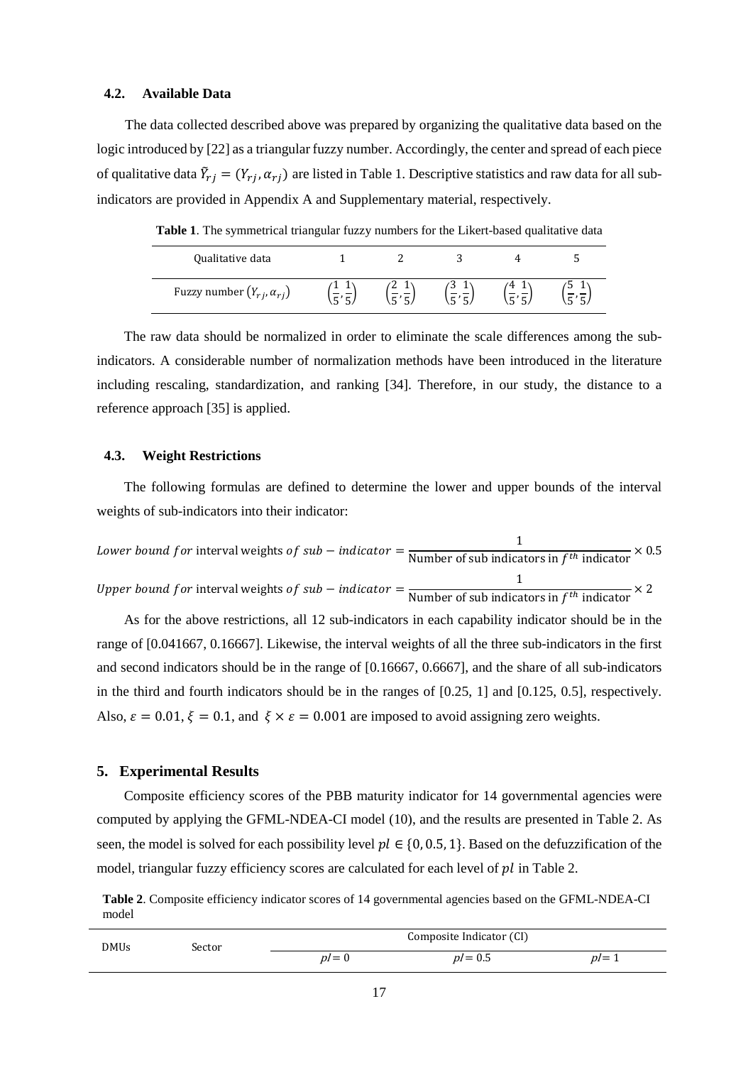### 4.2. Available Data

The data collected described above was prepared by organizing the qualitative data based on the logic introduced by [22] as a triangular fuzzy number. Accordingly, the center and spread of each piece of qualitative data $\tilde{Y}_{rj} = (Y_{rj}, \alpha_{rj})$ are listed in Table 1. Descriptive statistics and raw data for all sub-indicators are provided in Appendix A and Supplementary material, respectively.

**Table 1**. The symmetrical triangular fuzzy numbers for the Likert-based qualitative data

| Qualitative data | 1 | 2 | 3 | 4 | 5 |
|---|---|---|---|---|---|
| Fuzzy number $(Y_{rj}, \alpha_{rj})$ | $\left(\frac{1}{5}, \frac{1}{5}\right)$ | $\left(\frac{2}{5}, \frac{1}{5}\right)$ | $\left(\frac{3}{5}, \frac{1}{5}\right)$ | $\left(\frac{4}{5}, \frac{1}{5}\right)$ | $\left(\frac{5}{5}, \frac{1}{5}\right)$ |

The raw data should be normalized in order to eliminate the scale differences among the sub-indicators. A considerable number of normalization methods have been introduced in the literature including rescaling, standardization, and ranking [34]. Therefore, in our study, the distance to a reference approach [35] is applied.

### 4.3. Weight Restrictions

The following formulas are defined to determine the lower and upper bounds of the interval weights of sub-indicators into their indicator:

$$\textit{Lower bound for } \text{interval weights } \textit{of sub} - \textit{indicator} = \frac{1}{\text{Number of sub indicators in } f^{th} \text{ indicator}} \times 0.5$$

$$\textit{Upper bound for } \text{interval weights } \textit{of sub} - \textit{indicator} = \frac{1}{\text{Number of sub indicators in } f^{th} \text{ indicator}} \times 2$$

As for the above restrictions, all 12 sub-indicators in each capability indicator should be in the range of [0.041667, 0.16667]. Likewise, the interval weights of all the three sub-indicators in the first and second indicators should be in the range of [0.16667, 0.6667], and the share of all sub-indicators in the third and fourth indicators should be in the ranges of [0.25, 1] and [0.125, 0.5], respectively. Also, $\varepsilon = 0.01$, $\xi = 0.1$, and $\xi \times \varepsilon = 0.001$ are imposed to avoid assigning zero weights.

## 5. Experimental Results

Composite efficiency scores of the PBB maturity indicator for 14 governmental agencies were computed by applying the GFML-NDEA-CI model (10), and the results are presented in Table 2. As seen, the model is solved for each possibility level $pl \in \{0, 0.5, 1\}$. Based on the defuzzification of the model, triangular fuzzy efficiency scores are calculated for each level of $pl$ in Table 2.

**Table 2**. Composite efficiency indicator scores of 14 governmental agencies based on the GFML-NDEA-CI model

| DMUs | Sector | Composite Indicator (CI) | | |
|---|---|---|---|---|
| | | $pl = 0$ | $pl = 0.5$ | $pl = 1$ |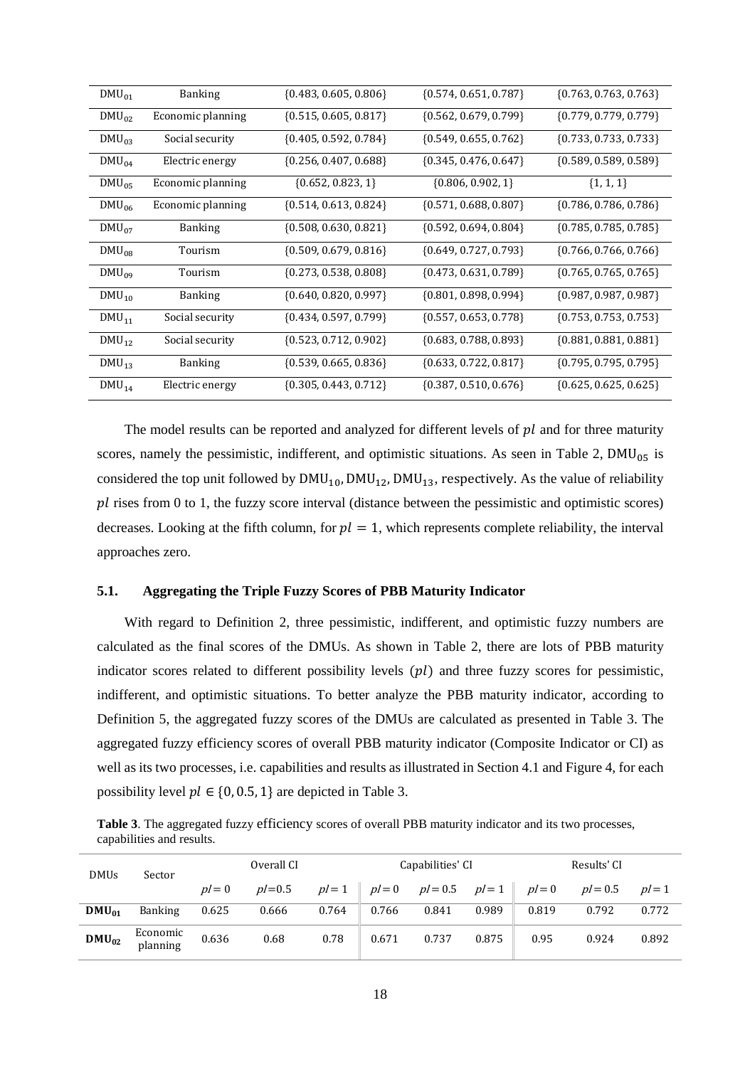| $DMU_{01}$ | Banking | {0.483, 0.605, 0.806} | {0.574, 0.651, 0.787} | {0.763, 0.763, 0.763} |
|---|---|---|---|---|
| $DMU_{02}$ | Economic planning | {0.515, 0.605, 0.817} | {0.562, 0.679, 0.799} | {0.779, 0.779, 0.779} |
| $DMU_{03}$ | Social security | {0.405, 0.592, 0.784} | {0.549, 0.655, 0.762} | {0.733, 0.733, 0.733} |
| $DMU_{04}$ | Electric energy | {0.256, 0.407, 0.688} | {0.345, 0.476, 0.647} | {0.589, 0.589, 0.589} |
| $DMU_{05}$ | Economic planning | {0.652, 0.823, 1} | {0.806, 0.902, 1} | {1, 1, 1} |
| $DMU_{06}$ | Economic planning | {0.514, 0.613, 0.824} | {0.571, 0.688, 0.807} | {0.786, 0.786, 0.786} |
| $DMU_{07}$ | Banking | {0.508, 0.630, 0.821} | {0.592, 0.694, 0.804} | {0.785, 0.785, 0.785} |
| $DMU_{08}$ | Tourism | {0.509, 0.679, 0.816} | {0.649, 0.727, 0.793} | {0.766, 0.766, 0.766} |
| $DMU_{09}$ | Tourism | {0.273, 0.538, 0.808} | {0.473, 0.631, 0.789} | {0.765, 0.765, 0.765} |
| $DMU_{10}$ | Banking | {0.640, 0.820, 0.997} | {0.801, 0.898, 0.994} | {0.987, 0.987, 0.987} |
| $DMU_{11}$ | Social security | {0.434, 0.597, 0.799} | {0.557, 0.653, 0.778} | {0.753, 0.753, 0.753} |
| $DMU_{12}$ | Social security | {0.523, 0.712, 0.902} | {0.683, 0.788, 0.893} | {0.881, 0.881, 0.881} |
| $DMU_{13}$ | Banking | {0.539, 0.665, 0.836} | {0.633, 0.722, 0.817} | {0.795, 0.795, 0.795} |
| $DMU_{14}$ | Electric energy | {0.305, 0.443, 0.712} | {0.387, 0.510, 0.676} | {0.625, 0.625, 0.625} |

The model results can be reported and analyzed for different levels of $pl$ and for three maturity scores, namely the pessimistic, indifferent, and optimistic situations. As seen in Table 2, $DMU_{05}$ is considered the top unit followed by $DMU_{10}, DMU_{12}, DMU_{13}$, respectively. As the value of reliability $pl$ rises from 0 to 1, the fuzzy score interval (distance between the pessimistic and optimistic scores) decreases. Looking at the fifth column, for $pl = 1$, which represents complete reliability, the interval approaches zero.

### 5.1. Aggregating the Triple Fuzzy Scores of PBB Maturity Indicator

With regard to Definition 2, three pessimistic, indifferent, and optimistic fuzzy numbers are calculated as the final scores of the DMUs. As shown in Table 2, there are lots of PBB maturity indicator scores related to different possibility levels ($pl$) and three fuzzy scores for pessimistic, indifferent, and optimistic situations. To better analyze the PBB maturity indicator, according to Definition 5, the aggregated fuzzy scores of the DMUs are calculated as presented in Table 3. The aggregated fuzzy efficiency scores of overall PBB maturity indicator (Composite Indicator or CI) as well as its two processes, i.e. capabilities and results as illustrated in Section 4.1 and Figure 4, for each possibility level $pl \in \{0, 0.5, 1\}$ are depicted in Table 3.

**Table 3**. The aggregated fuzzy efficiency scores of overall PBB maturity indicator and its two processes, capabilities and results.

| DMUs | Sector | Overall CI | | | Capabilities' CI | | | Results' CI | | |
|---|---|---|---|---|---|---|---|---|---|---|
| | | $pl = 0$ | $pl = 0.5$ | $pl = 1$ | $pl = 0$ | $pl = 0.5$ | $pl = 1$ | $pl = 0$ | $pl = 0.5$ | $pl = 1$ |
| **$DMU_{01}$** | Banking | 0.625 | 0.666 | 0.764 | 0.766 | 0.841 | 0.989 | 0.819 | 0.792 | 0.772 |
| **$DMU_{02}$** | Economic planning | 0.636 | 0.68 | 0.78 | 0.671 | 0.737 | 0.875 | 0.95 | 0.924 | 0.892 |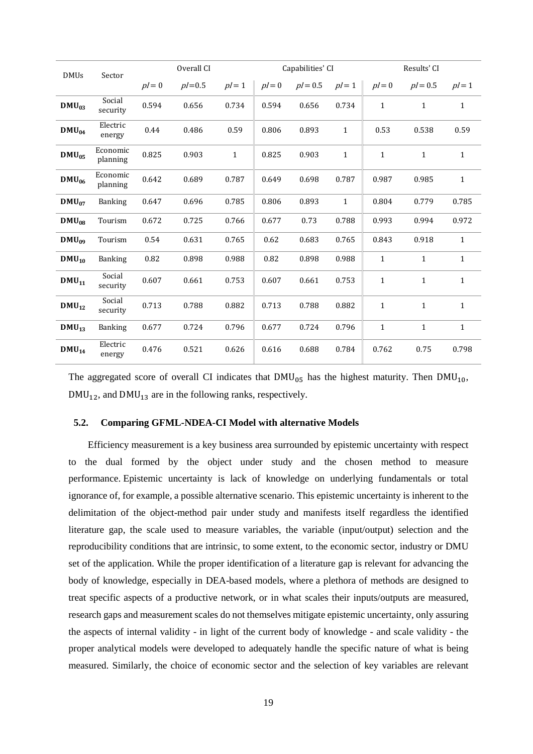| DMUs | Sector | Overall CI | | | Capabilities' CI | | | Results' CI | | |
|---|---|---|---|---|---|---|---|---|---|---|
| | | $pl = 0$ | $pl$=0.5 | $pl = 1$ | $pl = 0$ | $pl = 0.5$ | $pl = 1$ | $pl = 0$ | $pl = 0.5$ | $pl = 1$ |
| $\mathbf{DMU_{03}}$ | Social security | 0.594 | 0.656 | 0.734 | 0.594 | 0.656 | 0.734 | 1 | 1 | 1 |
| $\mathbf{DMU_{04}}$ | Electric energy | 0.44 | 0.486 | 0.59 | 0.806 | 0.893 | 1 | 0.53 | 0.538 | 0.59 |
| $\mathbf{DMU_{05}}$ | Economic planning | 0.825 | 0.903 | 1 | 0.825 | 0.903 | 1 | 1 | 1 | 1 |
| $\mathbf{DMU_{06}}$ | Economic planning | 0.642 | 0.689 | 0.787 | 0.649 | 0.698 | 0.787 | 0.987 | 0.985 | 1 |
| $\mathbf{DMU_{07}}$ | Banking | 0.647 | 0.696 | 0.785 | 0.806 | 0.893 | 1 | 0.804 | 0.779 | 0.785 |
| $\mathbf{DMU_{08}}$ | Tourism | 0.672 | 0.725 | 0.766 | 0.677 | 0.73 | 0.788 | 0.993 | 0.994 | 0.972 |
| $\mathbf{DMU_{09}}$ | Tourism | 0.54 | 0.631 | 0.765 | 0.62 | 0.683 | 0.765 | 0.843 | 0.918 | 1 |
| $\mathbf{DMU_{10}}$ | Banking | 0.82 | 0.898 | 0.988 | 0.82 | 0.898 | 0.988 | 1 | 1 | 1 |
| $\mathbf{DMU_{11}}$ | Social security | 0.607 | 0.661 | 0.753 | 0.607 | 0.661 | 0.753 | 1 | 1 | 1 |
| $\mathbf{DMU_{12}}$ | Social security | 0.713 | 0.788 | 0.882 | 0.713 | 0.788 | 0.882 | 1 | 1 | 1 |
| $\mathbf{DMU_{13}}$ | Banking | 0.677 | 0.724 | 0.796 | 0.677 | 0.724 | 0.796 | 1 | 1 | 1 |
| $\mathbf{DMU_{14}}$ | Electric energy | 0.476 | 0.521 | 0.626 | 0.616 | 0.688 | 0.784 | 0.762 | 0.75 | 0.798 |

The aggregated score of overall CI indicates that $\mathrm{DMU_{05}}$ has the highest maturity. Then $\mathrm{DMU_{10}}$, $\mathrm{DMU_{12}}$, and $\mathrm{DMU_{13}}$ are in the following ranks, respectively.

### 5.2. Comparing GFML-NDEA-CI Model with alternative Models

Efficiency measurement is a key business area surrounded by epistemic uncertainty with respect to the dual formed by the object under study and the chosen method to measure performance. Epistemic uncertainty is lack of knowledge on underlying fundamentals or total ignorance of, for example, a possible alternative scenario. This epistemic uncertainty is inherent to the delimitation of the object-method pair under study and manifests itself regardless the identified literature gap, the scale used to measure variables, the variable (input/output) selection and the reproducibility conditions that are intrinsic, to some extent, to the economic sector, industry or DMU set of the application. While the proper identification of a literature gap is relevant for advancing the body of knowledge, especially in DEA-based models, where a plethora of methods are designed to treat specific aspects of a productive network, or in what scales their inputs/outputs are measured, research gaps and measurement scales do not themselves mitigate epistemic uncertainty, only assuring the aspects of internal validity - in light of the current body of knowledge - and scale validity - the proper analytical models were developed to adequately handle the specific nature of what is being measured. Similarly, the choice of economic sector and the selection of key variables are relevant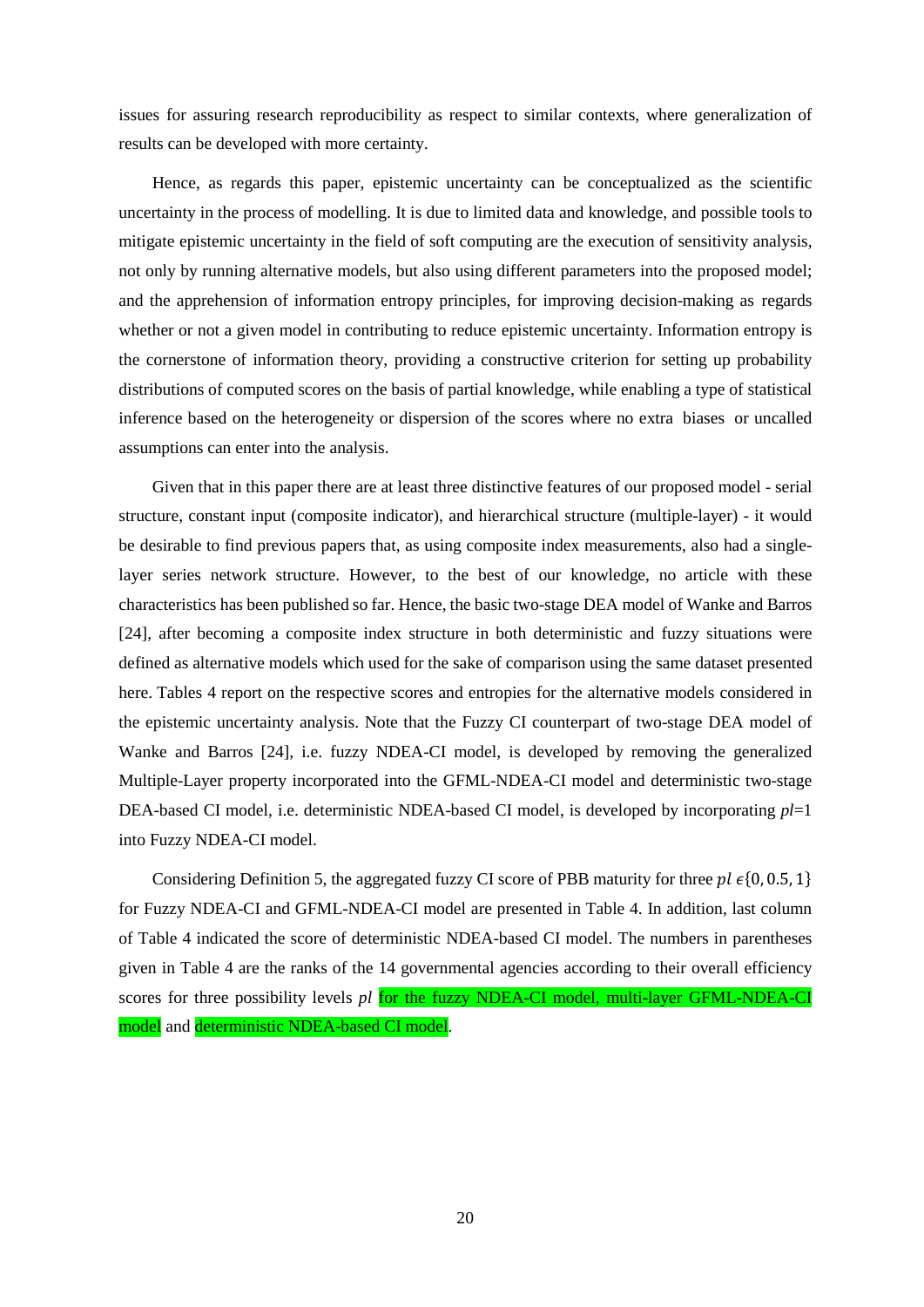issues for assuring research reproducibility as respect to similar contexts, where generalization of results can be developed with more certainty.

Hence, as regards this paper, epistemic uncertainty can be conceptualized as the scientific uncertainty in the process of modelling. It is due to limited data and knowledge, and possible tools to mitigate epistemic uncertainty in the field of soft computing are the execution of sensitivity analysis, not only by running alternative models, but also using different parameters into the proposed model; and the apprehension of information entropy principles, for improving decision-making as regards whether or not a given model in contributing to reduce epistemic uncertainty. Information entropy is the cornerstone of information theory, providing a constructive criterion for setting up probability distributions of computed scores on the basis of partial knowledge, while enabling a type of statistical inference based on the heterogeneity or dispersion of the scores where no extra biases or uncalled assumptions can enter into the analysis.

Given that in this paper there are at least three distinctive features of our proposed model - serial structure, constant input (composite indicator), and hierarchical structure (multiple-layer) - it would be desirable to find previous papers that, as using composite index measurements, also had a single-layer series network structure. However, to the best of our knowledge, no article with these characteristics has been published so far. Hence, the basic two-stage DEA model of Wanke and Barros [24], after becoming a composite index structure in both deterministic and fuzzy situations were defined as alternative models which used for the sake of comparison using the same dataset presented here. Tables 4 report on the respective scores and entropies for the alternative models considered in the epistemic uncertainty analysis. Note that the Fuzzy CI counterpart of two-stage DEA model of Wanke and Barros [24], i.e. fuzzy NDEA-CI model, is developed by removing the generalized Multiple-Layer property incorporated into the GFML-NDEA-CI model and deterministic two-stage DEA-based CI model, i.e. deterministic NDEA-based CI model, is developed by incorporating *pl*=1 into Fuzzy NDEA-CI model.

Considering Definition 5, the aggregated fuzzy CI score of PBB maturity for three $pl \in \{0, 0.5, 1\}$ for Fuzzy NDEA-CI and GFML-NDEA-CI model are presented in Table 4. In addition, last column of Table 4 indicated the score of deterministic NDEA-based CI model. The numbers in parentheses given in Table 4 are the ranks of the 14 governmental agencies according to their overall efficiency scores for three possibility levels *pl* for the fuzzy NDEA-CI model, multi-layer GFML-NDEA-CI model and deterministic NDEA-based CI model.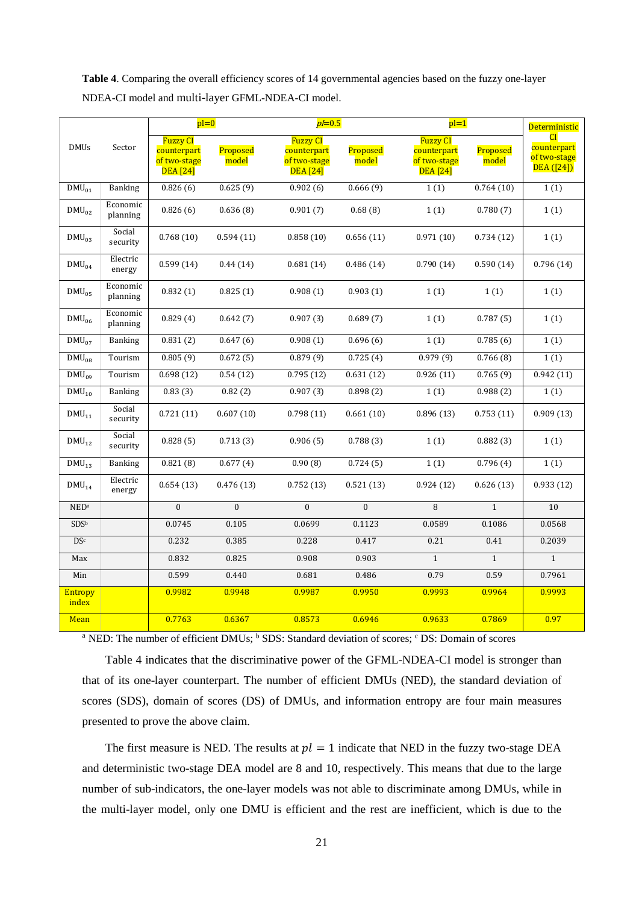**Table 4**. Comparing the overall efficiency scores of 14 governmental agencies based on the fuzzy one-layer NDEA-CI model and multi-layer GFML-NDEA-CI model.

| DMUs | Sector | pl=0 | | *pl*=0.5 | | pl=1 | | Deterministic CI counterpart of two-stage DEA ([24]) |
|---|---|---|---|---|---|---|---|---|
| | | Fuzzy CI counterpart of two-stage DEA [24] | Proposed model | Fuzzy CI counterpart of two-stage DEA [24] | Proposed model | Fuzzy CI counterpart of two-stage DEA [24] | Proposed model | |
| $DMU_{01}$ | Banking | 0.826 (6) | 0.625 (9) | 0.902 (6) | 0.666 (9) | 1 (1) | 0.764 (10) | 1 (1) |
| $DMU_{02}$ | Economic planning | 0.826 (6) | 0.636 (8) | 0.901 (7) | 0.68 (8) | 1 (1) | 0.780 (7) | 1 (1) |
| $DMU_{03}$ | Social security | 0.768 (10) | 0.594 (11) | 0.858 (10) | 0.656 (11) | 0.971 (10) | 0.734 (12) | 1 (1) |
| $DMU_{04}$ | Electric energy | 0.599 (14) | 0.44 (14) | 0.681 (14) | 0.486 (14) | 0.790 (14) | 0.590 (14) | 0.796 (14) |
| $DMU_{05}$ | Economic planning | 0.832 (1) | 0.825 (1) | 0.908 (1) | 0.903 (1) | 1 (1) | 1 (1) | 1 (1) |
| $DMU_{06}$ | Economic planning | 0.829 (4) | 0.642 (7) | 0.907 (3) | 0.689 (7) | 1 (1) | 0.787 (5) | 1 (1) |
| $DMU_{07}$ | Banking | 0.831 (2) | 0.647 (6) | 0.908 (1) | 0.696 (6) | 1 (1) | 0.785 (6) | 1 (1) |
| $DMU_{08}$ | Tourism | 0.805 (9) | 0.672 (5) | 0.879 (9) | 0.725 (4) | 0.979 (9) | 0.766 (8) | 1 (1) |
| $DMU_{09}$ | Tourism | 0.698 (12) | 0.54 (12) | 0.795 (12) | 0.631 (12) | 0.926 (11) | 0.765 (9) | 0.942 (11) |
| $DMU_{10}$ | Banking | 0.83 (3) | 0.82 (2) | 0.907 (3) | 0.898 (2) | 1 (1) | 0.988 (2) | 1 (1) |
| $DMU_{11}$ | Social security | 0.721 (11) | 0.607 (10) | 0.798 (11) | 0.661 (10) | 0.896 (13) | 0.753 (11) | 0.909 (13) |
| $DMU_{12}$ | Social security | 0.828 (5) | 0.713 (3) | 0.906 (5) | 0.788 (3) | 1 (1) | 0.882 (3) | 1 (1) |
| $DMU_{13}$ | Banking | 0.821 (8) | 0.677 (4) | 0.90 (8) | 0.724 (5) | 1 (1) | 0.796 (4) | 1 (1) |
| $DMU_{14}$ | Electric energy | 0.654 (13) | 0.476 (13) | 0.752 (13) | 0.521 (13) | 0.924 (12) | 0.626 (13) | 0.933 (12) |
| NED[a] | | 0 | 0 | 0 | 0 | 8 | 1 | 10 |
| SDS[b] | | 0.0745 | 0.105 | 0.0699 | 0.1123 | 0.0589 | 0.1086 | 0.0568 |
| DS[c] | | 0.232 | 0.385 | 0.228 | 0.417 | 0.21 | 0.41 | 0.2039 |
| Max | | 0.832 | 0.825 | 0.908 | 0.903 | 1 | 1 | 1 |
| Min | | 0.599 | 0.440 | 0.681 | 0.486 | 0.79 | 0.59 | 0.7961 |
| Entropy index | | 0.9982 | 0.9948 | 0.9987 | 0.9950 | 0.9993 | 0.9964 | 0.9993 |
| Mean | | 0.7763 | 0.6367 | 0.8573 | 0.6946 | 0.9633 | 0.7869 | 0.97 |

[a] NED: The number of efficient DMUs; [b] SDS: Standard deviation of scores; [c] DS: Domain of scores

Table 4 indicates that the discriminative power of the GFML-NDEA-CI model is stronger than that of its one-layer counterpart. The number of efficient DMUs (NED), the standard deviation of scores (SDS), domain of scores (DS) of DMUs, and information entropy are four main measures presented to prove the above claim.

The first measure is NED. The results at $pl = 1$ indicate that NED in the fuzzy two-stage DEA and deterministic two-stage DEA model are 8 and 10, respectively. This means that due to the large number of sub-indicators, the one-layer models was not able to discriminate among DMUs, while in the multi-layer model, only one DMU is efficient and the rest are inefficient, which is due to the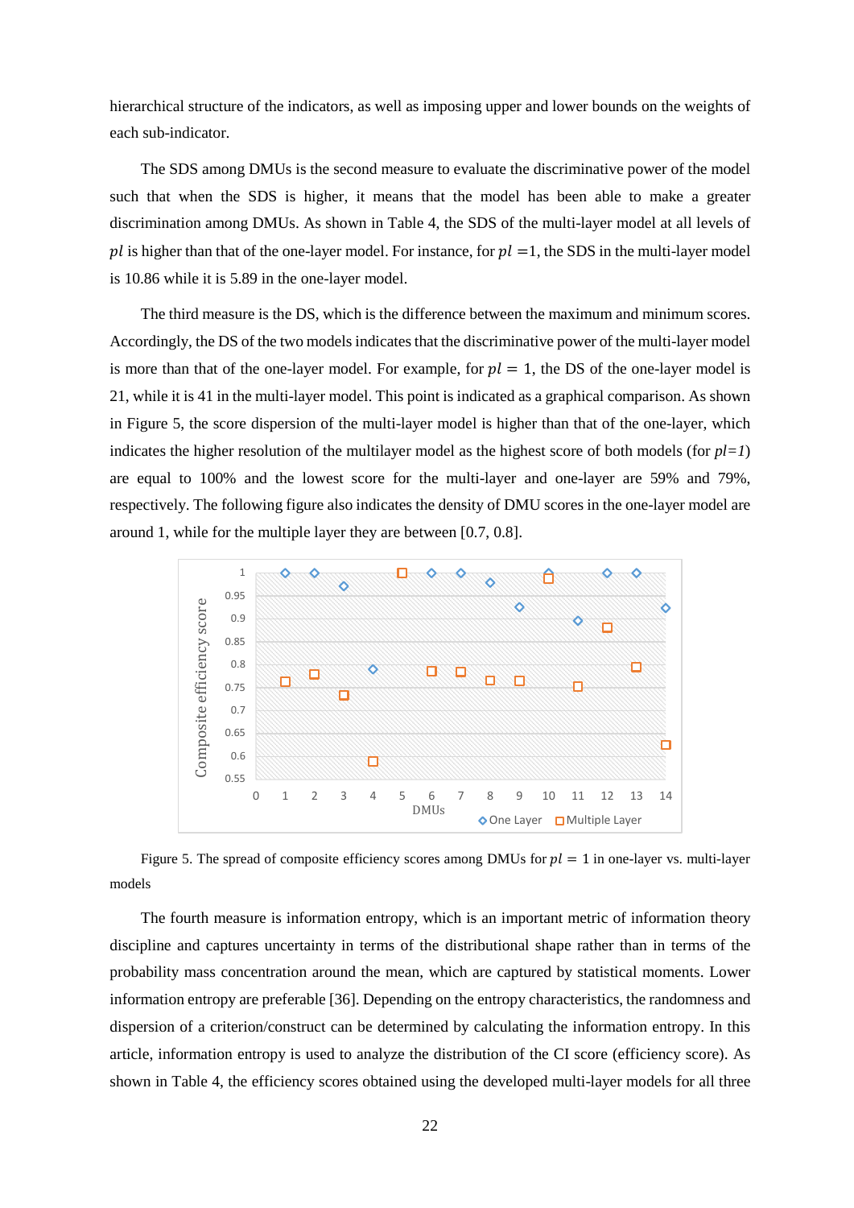hierarchical structure of the indicators, as well as imposing upper and lower bounds on the weights of each sub-indicator.

The SDS among DMUs is the second measure to evaluate the discriminative power of the model such that when the SDS is higher, it means that the model has been able to make a greater discrimination among DMUs. As shown in Table 4, the SDS of the multi-layer model at all levels of $pl$ is higher than that of the one-layer model. For instance, for $pl = 1$, the SDS in the multi-layer model is 10.86 while it is 5.89 in the one-layer model.

The third measure is the DS, which is the difference between the maximum and minimum scores. Accordingly, the DS of the two models indicates that the discriminative power of the multi-layer model is more than that of the one-layer model. For example, for $pl = 1$, the DS of the one-layer model is 21, while it is 41 in the multi-layer model. This point is indicated as a graphical comparison. As shown in Figure 5, the score dispersion of the multi-layer model is higher than that of the one-layer, which indicates the higher resolution of the multilayer model as the highest score of both models (for $pl=1$) are equal to 100% and the lowest score for the multi-layer and one-layer are 59% and 79%, respectively. The following figure also indicates the density of DMU scores in the one-layer model are around 1, while for the multiple layer they are between [0.7, 0.8].

Figure 5. The spread of composite efficiency scores among DMUs for $pl = 1$ in one-layer vs. multi-layer models

The fourth measure is information entropy, which is an important metric of information theory discipline and captures uncertainty in terms of the distributional shape rather than in terms of the probability mass concentration around the mean, which are captured by statistical moments. Lower information entropy are preferable [36]. Depending on the entropy characteristics, the randomness and dispersion of a criterion/construct can be determined by calculating the information entropy. In this article, information entropy is used to analyze the distribution of the CI score (efficiency score). As shown in Table 4, the efficiency scores obtained using the developed multi-layer models for all three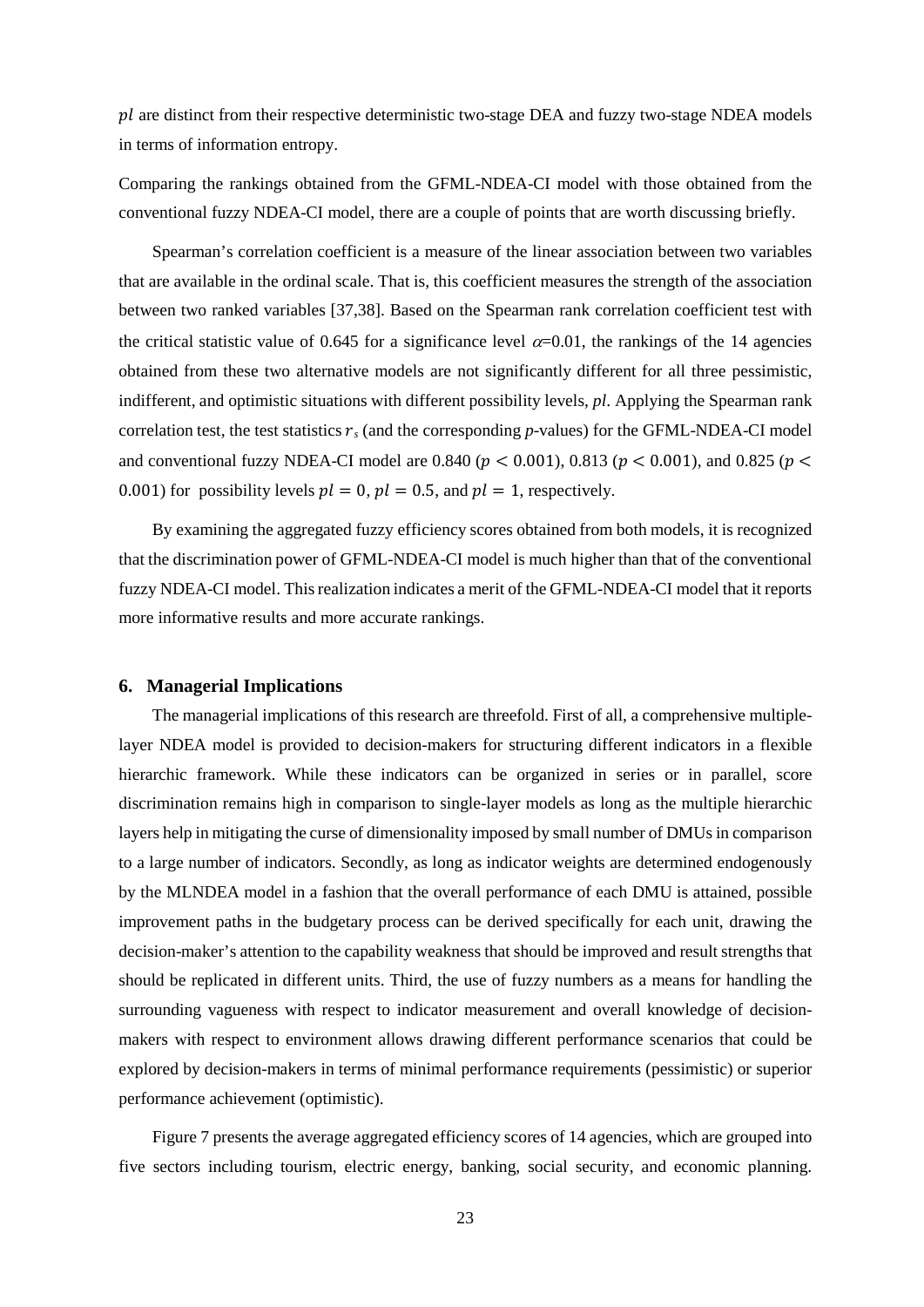$pl$ are distinct from their respective deterministic two-stage DEA and fuzzy two-stage NDEA models in terms of information entropy.

Comparing the rankings obtained from the GFML-NDEA-CI model with those obtained from the conventional fuzzy NDEA-CI model, there are a couple of points that are worth discussing briefly.

Spearman's correlation coefficient is a measure of the linear association between two variables that are available in the ordinal scale. That is, this coefficient measures the strength of the association between two ranked variables [37,38]. Based on the Spearman rank correlation coefficient test with the critical statistic value of 0.645 for a significance level $\alpha$=0.01, the rankings of the 14 agencies obtained from these two alternative models are not significantly different for all three pessimistic, indifferent, and optimistic situations with different possibility levels, *pl*. Applying the Spearman rank correlation test, the test statistics $r_s$ (and the corresponding *p*-values) for the GFML-NDEA-CI model and conventional fuzzy NDEA-CI model are 0.840 ($p < 0.001$), 0.813 ($p < 0.001$), and 0.825 ($p < 0.001$) for possibility levels $pl = 0$, $pl = 0.5$, and $pl = 1$, respectively.

By examining the aggregated fuzzy efficiency scores obtained from both models, it is recognized that the discrimination power of GFML-NDEA-CI model is much higher than that of the conventional fuzzy NDEA-CI model. This realization indicates a merit of the GFML-NDEA-CI model that it reports more informative results and more accurate rankings.

## 6. Managerial Implications

The managerial implications of this research are threefold. First of all, a comprehensive multiple-layer NDEA model is provided to decision-makers for structuring different indicators in a flexible hierarchic framework. While these indicators can be organized in series or in parallel, score discrimination remains high in comparison to single-layer models as long as the multiple hierarchic layers help in mitigating the curse of dimensionality imposed by small number of DMUs in comparison to a large number of indicators. Secondly, as long as indicator weights are determined endogenously by the MLNDEA model in a fashion that the overall performance of each DMU is attained, possible improvement paths in the budgetary process can be derived specifically for each unit, drawing the decision-maker's attention to the capability weakness that should be improved and result strengths that should be replicated in different units. Third, the use of fuzzy numbers as a means for handling the surrounding vagueness with respect to indicator measurement and overall knowledge of decision-makers with respect to environment allows drawing different performance scenarios that could be explored by decision-makers in terms of minimal performance requirements (pessimistic) or superior performance achievement (optimistic).

Figure 7 presents the average aggregated efficiency scores of 14 agencies, which are grouped into five sectors including tourism, electric energy, banking, social security, and economic planning.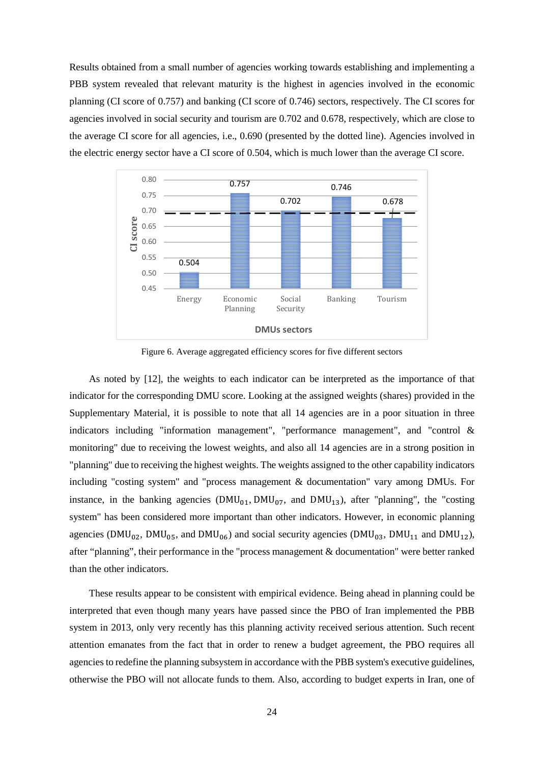Results obtained from a small number of agencies working towards establishing and implementing a PBB system revealed that relevant maturity is the highest in agencies involved in the economic planning (CI score of 0.757) and banking (CI score of 0.746) sectors, respectively. The CI scores for agencies involved in social security and tourism are 0.702 and 0.678, respectively, which are close to the average CI score for all agencies, i.e., 0.690 (presented by the dotted line). Agencies involved in the electric energy sector have a CI score of 0.504, which is much lower than the average CI score.

Figure 6. Average aggregated efficiency scores for five different sectors

As noted by [12], the weights to each indicator can be interpreted as the importance of that indicator for the corresponding DMU score. Looking at the assigned weights (shares) provided in the Supplementary Material, it is possible to note that all 14 agencies are in a poor situation in three indicators including "information management", "performance management", and "control & monitoring" due to receiving the lowest weights, and also all 14 agencies are in a strong position in "planning" due to receiving the highest weights. The weights assigned to the other capability indicators including "costing system" and "process management & documentation" vary among DMUs. For instance, in the banking agencies ($DMU_{01}$, $DMU_{07}$, and $DMU_{13}$), after "planning", the "costing system" has been considered more important than other indicators. However, in economic planning agencies ($DMU_{02}$, $DMU_{05}$, and $DMU_{06}$) and social security agencies ($DMU_{03}$, $DMU_{11}$ and $DMU_{12}$), after "planning", their performance in the "process management & documentation" were better ranked than the other indicators.

These results appear to be consistent with empirical evidence. Being ahead in planning could be interpreted that even though many years have passed since the PBO of Iran implemented the PBB system in 2013, only very recently has this planning activity received serious attention. Such recent attention emanates from the fact that in order to renew a budget agreement, the PBO requires all agencies to redefine the planning subsystem in accordance with the PBB system's executive guidelines, otherwise the PBO will not allocate funds to them. Also, according to budget experts in Iran, one of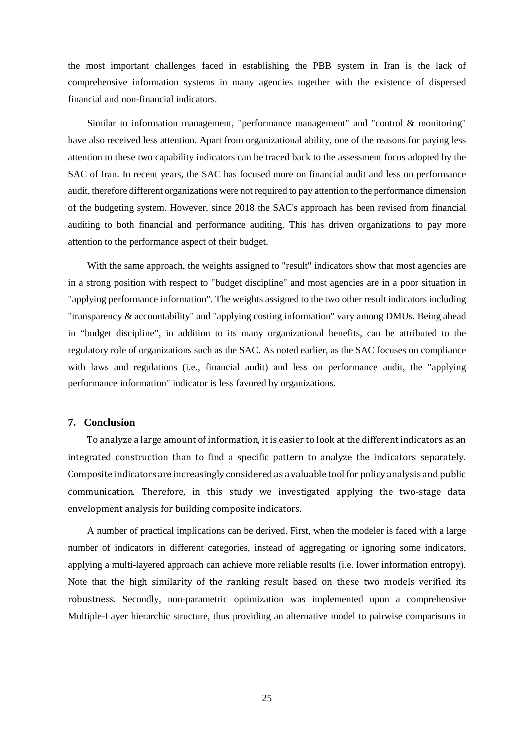the most important challenges faced in establishing the PBB system in Iran is the lack of comprehensive information systems in many agencies together with the existence of dispersed financial and non-financial indicators.

Similar to information management, "performance management" and "control & monitoring" have also received less attention. Apart from organizational ability, one of the reasons for paying less attention to these two capability indicators can be traced back to the assessment focus adopted by the SAC of Iran. In recent years, the SAC has focused more on financial audit and less on performance audit, therefore different organizations were not required to pay attention to the performance dimension of the budgeting system. However, since 2018 the SAC's approach has been revised from financial auditing to both financial and performance auditing. This has driven organizations to pay more attention to the performance aspect of their budget.

With the same approach, the weights assigned to "result" indicators show that most agencies are in a strong position with respect to "budget discipline" and most agencies are in a poor situation in "applying performance information". The weights assigned to the two other result indicators including "transparency & accountability" and "applying costing information" vary among DMUs. Being ahead in “budget discipline”, in addition to its many organizational benefits, can be attributed to the regulatory role of organizations such as the SAC. As noted earlier, as the SAC focuses on compliance with laws and regulations (i.e., financial audit) and less on performance audit, the "applying performance information" indicator is less favored by organizations.

## 7. Conclusion

To analyze a large amount of information, it is easier to look at the different indicators as an integrated construction than to find a specific pattern to analyze the indicators separately. Composite indicators are increasingly considered as a valuable tool for policy analysis and public communication. Therefore, in this study we investigated applying the two-stage data envelopment analysis for building composite indicators.

A number of practical implications can be derived. First, when the modeler is faced with a large number of indicators in different categories, instead of aggregating or ignoring some indicators, applying a multi-layered approach can achieve more reliable results (i.e. lower information entropy). Note that the high similarity of the ranking result based on these two models verified its robustness. Secondly, non-parametric optimization was implemented upon a comprehensive Multiple-Layer hierarchic structure, thus providing an alternative model to pairwise comparisons in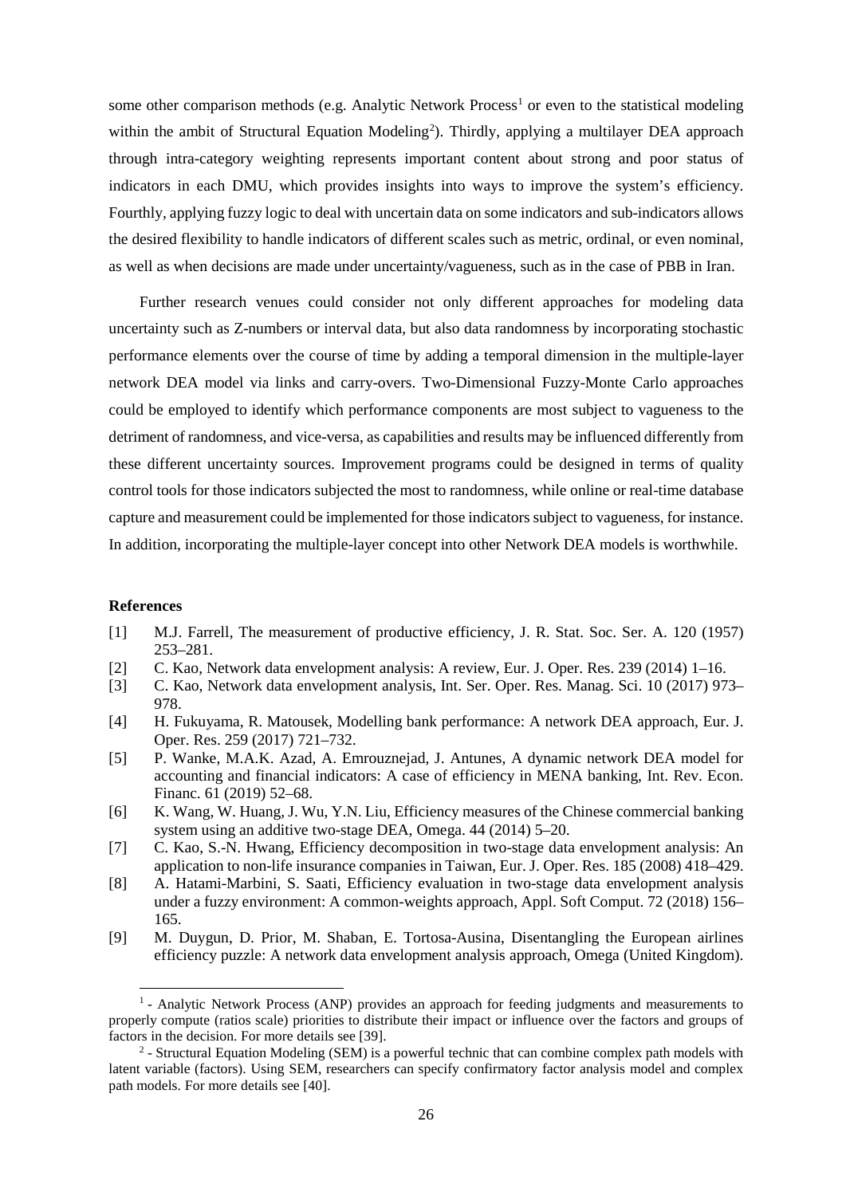some other comparison methods (e.g. Analytic Network Process[1] or even to the statistical modeling within the ambit of Structural Equation Modeling[2]). Thirdly, applying a multilayer DEA approach through intra-category weighting represents important content about strong and poor status of indicators in each DMU, which provides insights into ways to improve the system's efficiency. Fourthly, applying fuzzy logic to deal with uncertain data on some indicators and sub-indicators allows the desired flexibility to handle indicators of different scales such as metric, ordinal, or even nominal, as well as when decisions are made under uncertainty/vagueness, such as in the case of PBB in Iran.

Further research venues could consider not only different approaches for modeling data uncertainty such as Z-numbers or interval data, but also data randomness by incorporating stochastic performance elements over the course of time by adding a temporal dimension in the multiple-layer network DEA model via links and carry-overs. Two-Dimensional Fuzzy-Monte Carlo approaches could be employed to identify which performance components are most subject to vagueness to the detriment of randomness, and vice-versa, as capabilities and results may be influenced differently from these different uncertainty sources. Improvement programs could be designed in terms of quality control tools for those indicators subjected the most to randomness, while online or real-time database capture and measurement could be implemented for those indicators subject to vagueness, for instance. In addition, incorporating the multiple-layer concept into other Network DEA models is worthwhile.

**References**

[1] M.J. Farrell, The measurement of productive efficiency, J. R. Stat. Soc. Ser. A. 120 (1957) 253–281.

[2] C. Kao, Network data envelopment analysis: A review, Eur. J. Oper. Res. 239 (2014) 1–16.

[3] C. Kao, Network data envelopment analysis, Int. Ser. Oper. Res. Manag. Sci. 10 (2017) 973–978.

[4] H. Fukuyama, R. Matousek, Modelling bank performance: A network DEA approach, Eur. J. Oper. Res. 259 (2017) 721–732.

[5] P. Wanke, M.A.K. Azad, A. Emrouznejad, J. Antunes, A dynamic network DEA model for accounting and financial indicators: A case of efficiency in MENA banking, Int. Rev. Econ. Financ. 61 (2019) 52–68.

[6] K. Wang, W. Huang, J. Wu, Y.N. Liu, Efficiency measures of the Chinese commercial banking system using an additive two-stage DEA, Omega. 44 (2014) 5–20.

[7] C. Kao, S.-N. Hwang, Efficiency decomposition in two-stage data envelopment analysis: An application to non-life insurance companies in Taiwan, Eur. J. Oper. Res. 185 (2008) 418–429.

[8] A. Hatami-Marbini, S. Saati, Efficiency evaluation in two-stage data envelopment analysis under a fuzzy environment: A common-weights approach, Appl. Soft Comput. 72 (2018) 156–165.

[9] M. Duygun, D. Prior, M. Shaban, E. Tortosa-Ausina, Disentangling the European airlines efficiency puzzle: A network data envelopment analysis approach, Omega (United Kingdom).

[1] - Analytic Network Process (ANP) provides an approach for feeding judgments and measurements to properly compute (ratios scale) priorities to distribute their impact or influence over the factors and groups of factors in the decision. For more details see [39].

[2] - Structural Equation Modeling (SEM) is a powerful technic that can combine complex path models with latent variable (factors). Using SEM, researchers can specify confirmatory factor analysis model and complex path models. For more details see [40].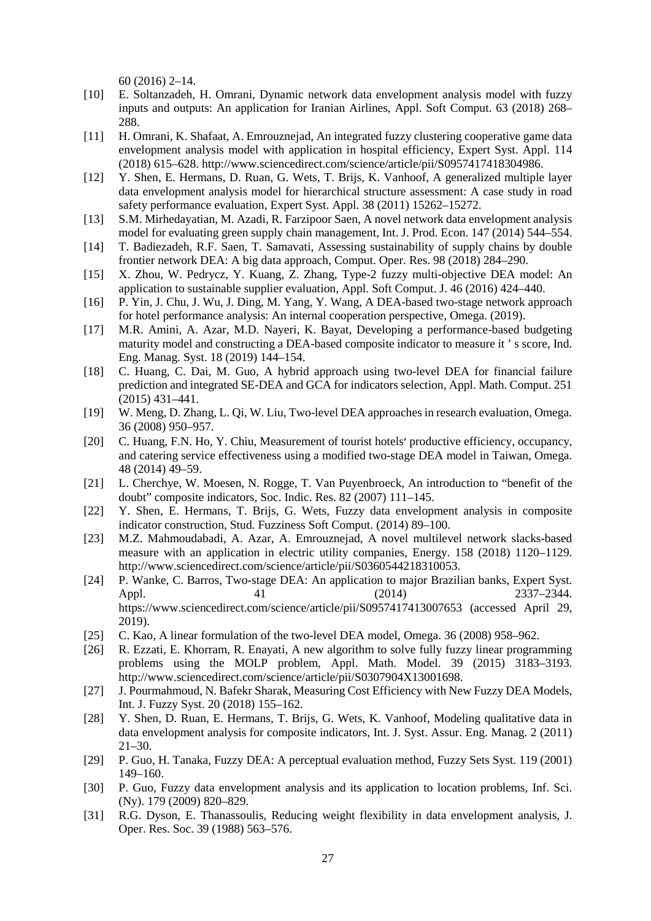60 (2016) 2–14.

[10] E. Soltanzadeh, H. Omrani, Dynamic network data envelopment analysis model with fuzzy inputs and outputs: An application for Iranian Airlines, Appl. Soft Comput. 63 (2018) 268–288.

[11] H. Omrani, K. Shafaat, A. Emrouznejad, An integrated fuzzy clustering cooperative game data envelopment analysis model with application in hospital efficiency, Expert Syst. Appl. 114 (2018) 615–628. http://www.sciencedirect.com/science/article/pii/S0957417418304986.

[12] Y. Shen, E. Hermans, D. Ruan, G. Wets, T. Brijs, K. Vanhoof, A generalized multiple layer data envelopment analysis model for hierarchical structure assessment: A case study in road safety performance evaluation, Expert Syst. Appl. 38 (2011) 15262–15272.

[13] S.M. Mirhedayatian, M. Azadi, R. Farzipoor Saen, A novel network data envelopment analysis model for evaluating green supply chain management, Int. J. Prod. Econ. 147 (2014) 544–554.

[14] T. Badiezadeh, R.F. Saen, T. Samavati, Assessing sustainability of supply chains by double frontier network DEA: A big data approach, Comput. Oper. Res. 98 (2018) 284–290.

[15] X. Zhou, W. Pedrycz, Y. Kuang, Z. Zhang, Type-2 fuzzy multi-objective DEA model: An application to sustainable supplier evaluation, Appl. Soft Comput. J. 46 (2016) 424–440.

[16] P. Yin, J. Chu, J. Wu, J. Ding, M. Yang, Y. Wang, A DEA-based two-stage network approach for hotel performance analysis: An internal cooperation perspective, Omega. (2019).

[17] M.R. Amini, A. Azar, M.D. Nayeri, K. Bayat, Developing a performance-based budgeting maturity model and constructing a DEA-based composite indicator to measure it ' s score, Ind. Eng. Manag. Syst. 18 (2019) 144–154.

[18] C. Huang, C. Dai, M. Guo, A hybrid approach using two-level DEA for financial failure prediction and integrated SE-DEA and GCA for indicators selection, Appl. Math. Comput. 251 (2015) 431–441.

[19] W. Meng, D. Zhang, L. Qi, W. Liu, Two-level DEA approaches in research evaluation, Omega. 36 (2008) 950–957.

[20] C. Huang, F.N. Ho, Y. Chiu, Measurement of tourist hotels′ productive efficiency, occupancy, and catering service effectiveness using a modified two-stage DEA model in Taiwan, Omega. 48 (2014) 49–59.

[21] L. Cherchye, W. Moesen, N. Rogge, T. Van Puyenbroeck, An introduction to "benefit of the doubt" composite indicators, Soc. Indic. Res. 82 (2007) 111–145.

[22] Y. Shen, E. Hermans, T. Brijs, G. Wets, Fuzzy data envelopment analysis in composite indicator construction, Stud. Fuzziness Soft Comput. (2014) 89–100.

[23] M.Z. Mahmoudabadi, A. Azar, A. Emrouznejad, A novel multilevel network slacks-based measure with an application in electric utility companies, Energy. 158 (2018) 1120–1129. http://www.sciencedirect.com/science/article/pii/S0360544218310053.

[24] P. Wanke, C. Barros, Two-stage DEA: An application to major Brazilian banks, Expert Syst. Appl. 41 (2014) 2337–2344. https://www.sciencedirect.com/science/article/pii/S0957417413007653 (accessed April 29, 2019).

[25] C. Kao, A linear formulation of the two-level DEA model, Omega. 36 (2008) 958–962.

[26] R. Ezzati, E. Khorram, R. Enayati, A new algorithm to solve fully fuzzy linear programming problems using the MOLP problem, Appl. Math. Model. 39 (2015) 3183–3193. http://www.sciencedirect.com/science/article/pii/S0307904X13001698.

[27] J. Pourmahmoud, N. Bafekr Sharak, Measuring Cost Efficiency with New Fuzzy DEA Models, Int. J. Fuzzy Syst. 20 (2018) 155–162.

[28] Y. Shen, D. Ruan, E. Hermans, T. Brijs, G. Wets, K. Vanhoof, Modeling qualitative data in data envelopment analysis for composite indicators, Int. J. Syst. Assur. Eng. Manag. 2 (2011) 21–30.

[29] P. Guo, H. Tanaka, Fuzzy DEA: A perceptual evaluation method, Fuzzy Sets Syst. 119 (2001) 149–160.

[30] P. Guo, Fuzzy data envelopment analysis and its application to location problems, Inf. Sci. (Ny). 179 (2009) 820–829.

[31] R.G. Dyson, E. Thanassoulis, Reducing weight flexibility in data envelopment analysis, J. Oper. Res. Soc. 39 (1988) 563–576.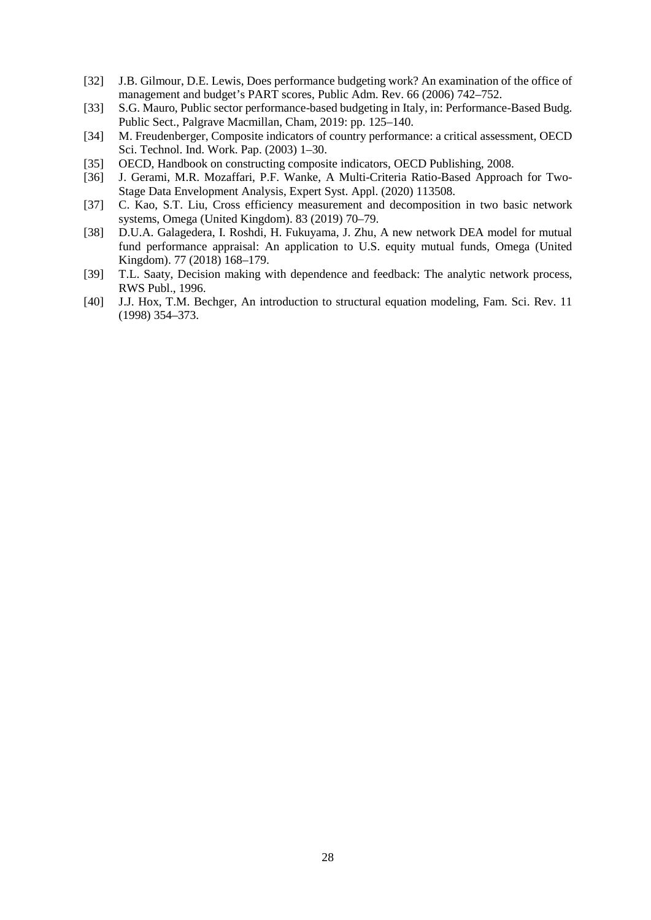[32] J.B. Gilmour, D.E. Lewis, Does performance budgeting work? An examination of the office of management and budget's PART scores, Public Adm. Rev. 66 (2006) 742–752.

[33] S.G. Mauro, Public sector performance-based budgeting in Italy, in: Performance-Based Budg. Public Sect., Palgrave Macmillan, Cham, 2019: pp. 125–140.

[34] M. Freudenberger, Composite indicators of country performance: a critical assessment, OECD Sci. Technol. Ind. Work. Pap. (2003) 1–30.

[35] OECD, Handbook on constructing composite indicators, OECD Publishing, 2008.

[36] J. Gerami, M.R. Mozaffari, P.F. Wanke, A Multi-Criteria Ratio-Based Approach for Two-Stage Data Envelopment Analysis, Expert Syst. Appl. (2020) 113508.

[37] C. Kao, S.T. Liu, Cross efficiency measurement and decomposition in two basic network systems, Omega (United Kingdom). 83 (2019) 70–79.

[38] D.U.A. Galagedera, I. Roshdi, H. Fukuyama, J. Zhu, A new network DEA model for mutual fund performance appraisal: An application to U.S. equity mutual funds, Omega (United Kingdom). 77 (2018) 168–179.

[39] T.L. Saaty, Decision making with dependence and feedback: The analytic network process, RWS Publ., 1996.

[40] J.J. Hox, T.M. Bechger, An introduction to structural equation modeling, Fam. Sci. Rev. 11 (1998) 354–373.